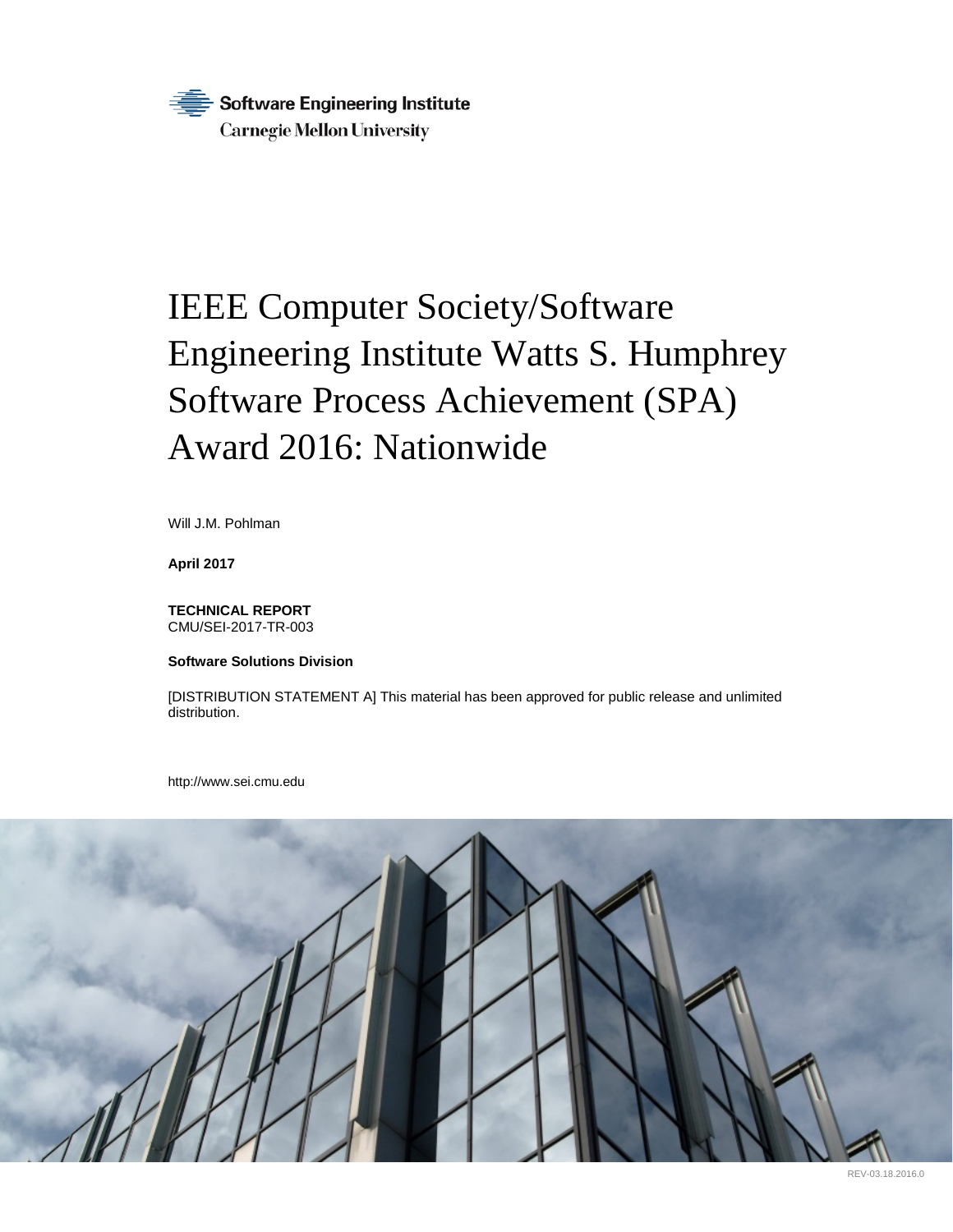Software Engineering Institute
Carnegie Mellon University

# IEEE Computer Society/Software Engineering Institute Watts S. Humphrey Software Process Achievement (SPA) Award 2016: Nationwide

Will J.M. Pohlman

**April 2017**

**TECHNICAL REPORT**
CMU/SEI-2017-TR-003

**Software Solutions Division**

[DISTRIBUTION STATEMENT A] This material has been approved for public release and unlimited distribution.

http://www.sei.cmu.edu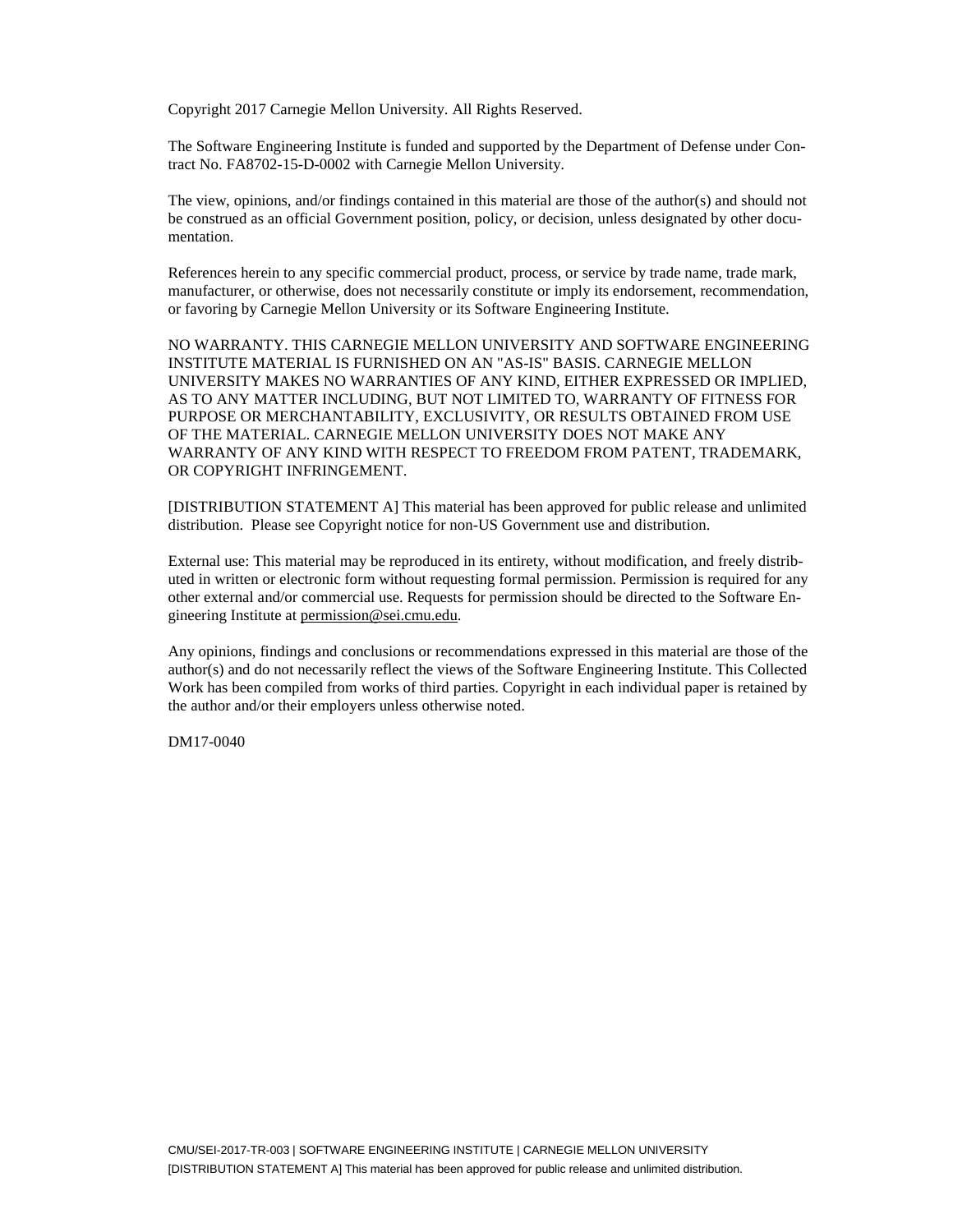Copyright 2017 Carnegie Mellon University. All Rights Reserved.

The Software Engineering Institute is funded and supported by the Department of Defense under Contract No. FA8702-15-D-0002 with Carnegie Mellon University.

The view, opinions, and/or findings contained in this material are those of the author(s) and should not be construed as an official Government position, policy, or decision, unless designated by other documentation.

References herein to any specific commercial product, process, or service by trade name, trade mark, manufacturer, or otherwise, does not necessarily constitute or imply its endorsement, recommendation, or favoring by Carnegie Mellon University or its Software Engineering Institute.

NO WARRANTY. THIS CARNEGIE MELLON UNIVERSITY AND SOFTWARE ENGINEERING INSTITUTE MATERIAL IS FURNISHED ON AN "AS-IS" BASIS. CARNEGIE MELLON UNIVERSITY MAKES NO WARRANTIES OF ANY KIND, EITHER EXPRESSED OR IMPLIED, AS TO ANY MATTER INCLUDING, BUT NOT LIMITED TO, WARRANTY OF FITNESS FOR PURPOSE OR MERCHANTABILITY, EXCLUSIVITY, OR RESULTS OBTAINED FROM USE OF THE MATERIAL. CARNEGIE MELLON UNIVERSITY DOES NOT MAKE ANY WARRANTY OF ANY KIND WITH RESPECT TO FREEDOM FROM PATENT, TRADEMARK, OR COPYRIGHT INFRINGEMENT.

[DISTRIBUTION STATEMENT A] This material has been approved for public release and unlimited distribution. Please see Copyright notice for non-US Government use and distribution.

External use: This material may be reproduced in its entirety, without modification, and freely distributed in written or electronic form without requesting formal permission. Permission is required for any other external and/or commercial use. Requests for permission should be directed to the Software Engineering Institute at permission@sei.cmu.edu.

Any opinions, findings and conclusions or recommendations expressed in this material are those of the author(s) and do not necessarily reflect the views of the Software Engineering Institute. This Collected Work has been compiled from works of third parties. Copyright in each individual paper is retained by the author and/or their employers unless otherwise noted.

DM17-0040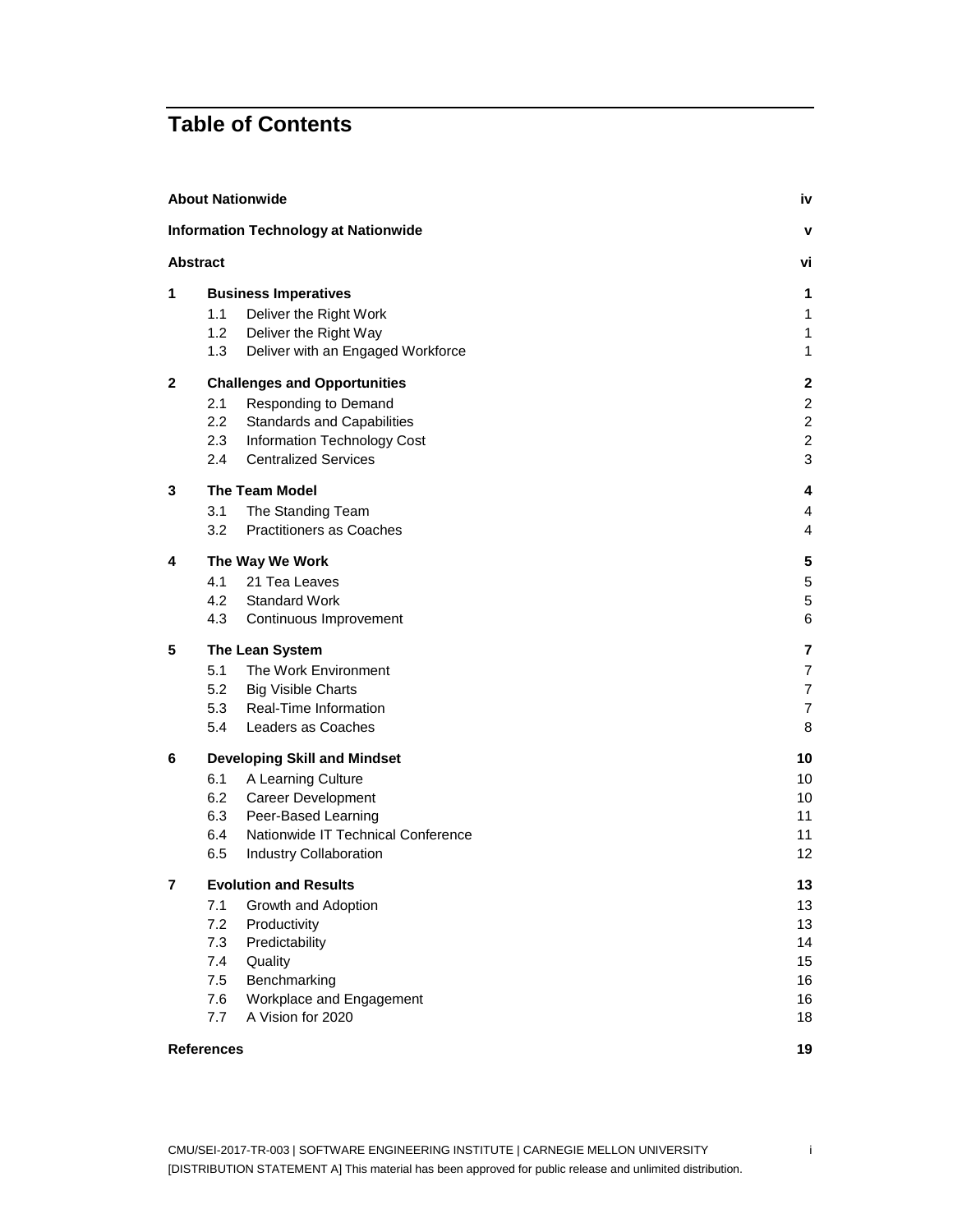# Table of Contents

| | | |
|---|---|---|
| **About Nationwide** | | **iv** |
| **Information Technology at Nationwide** | | **v** |
| **Abstract** | | **vi** |
| **1** | **Business Imperatives** | **1** |
| | 1.1 Deliver the Right Work | 1 |
| | 1.2 Deliver the Right Way | 1 |
| | 1.3 Deliver with an Engaged Workforce | 1 |
| **2** | **Challenges and Opportunities** | **2** |
| | 2.1 Responding to Demand | 2 |
| | 2.2 Standards and Capabilities | 2 |
| | 2.3 Information Technology Cost | 2 |
| | 2.4 Centralized Services | 3 |
| **3** | **The Team Model** | **4** |
| | 3.1 The Standing Team | 4 |
| | 3.2 Practitioners as Coaches | 4 |
| **4** | **The Way We Work** | **5** |
| | 4.1 21 Tea Leaves | 5 |
| | 4.2 Standard Work | 5 |
| | 4.3 Continuous Improvement | 6 |
| **5** | **The Lean System** | **7** |
| | 5.1 The Work Environment | 7 |
| | 5.2 Big Visible Charts | 7 |
| | 5.3 Real-Time Information | 7 |
| | 5.4 Leaders as Coaches | 8 |
| **6** | **Developing Skill and Mindset** | **10** |
| | 6.1 A Learning Culture | 10 |
| | 6.2 Career Development | 10 |
| | 6.3 Peer-Based Learning | 11 |
| | 6.4 Nationwide IT Technical Conference | 11 |
| | 6.5 Industry Collaboration | 12 |
| **7** | **Evolution and Results** | **13** |
| | 7.1 Growth and Adoption | 13 |
| | 7.2 Productivity | 13 |
| | 7.3 Predictability | 14 |
| | 7.4 Quality | 15 |
| | 7.5 Benchmarking | 16 |
| | 7.6 Workplace and Engagement | 16 |
| | 7.7 A Vision for 2020 | 18 |
| **References** | | **19** |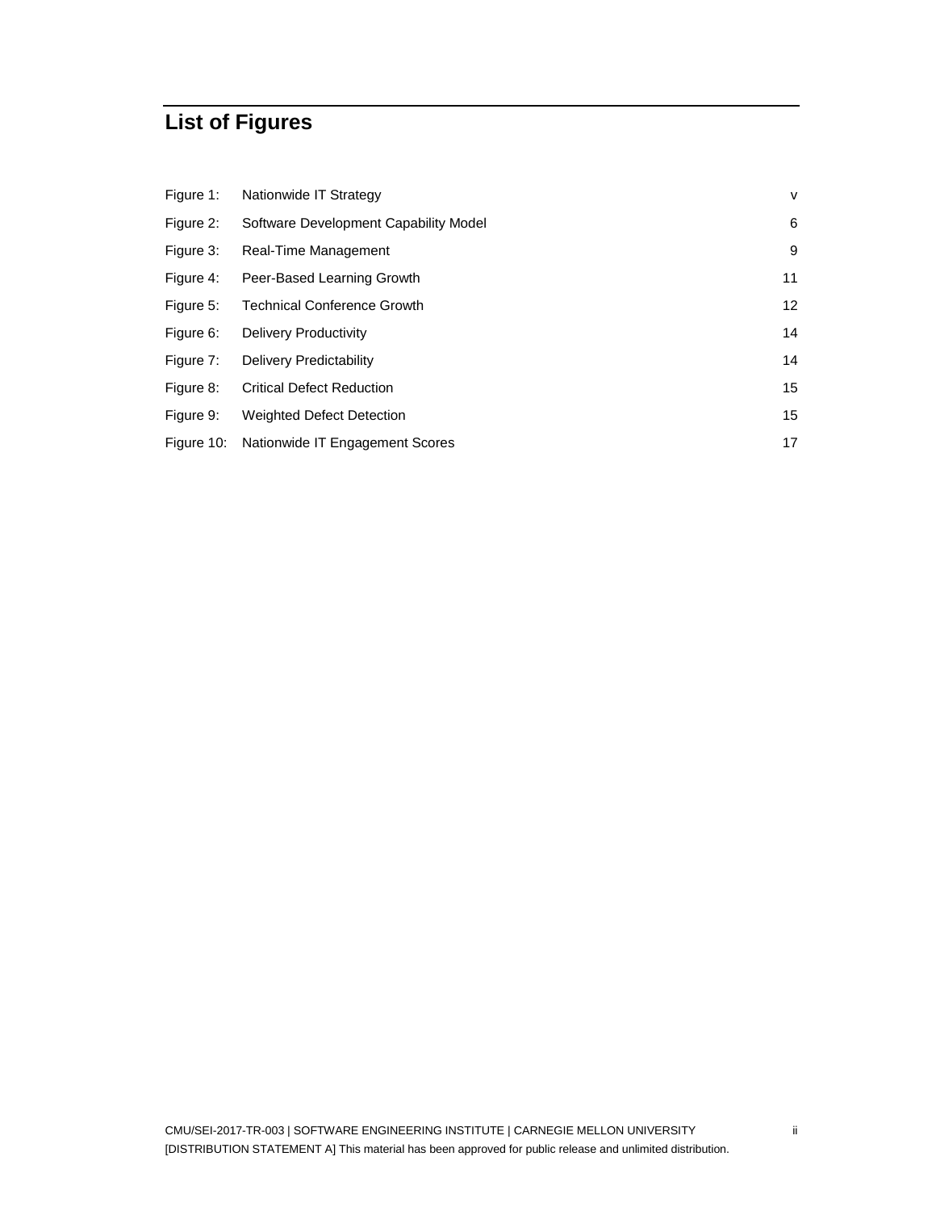## List of Figures

| | | |
|---|---|---|
| Figure 1: | Nationwide IT Strategy | v |
| Figure 2: | Software Development Capability Model | 6 |
| Figure 3: | Real-Time Management | 9 |
| Figure 4: | Peer-Based Learning Growth | 11 |
| Figure 5: | Technical Conference Growth | 12 |
| Figure 6: | Delivery Productivity | 14 |
| Figure 7: | Delivery Predictability | 14 |
| Figure 8: | Critical Defect Reduction | 15 |
| Figure 9: | Weighted Defect Detection | 15 |
| Figure 10: | Nationwide IT Engagement Scores | 17 |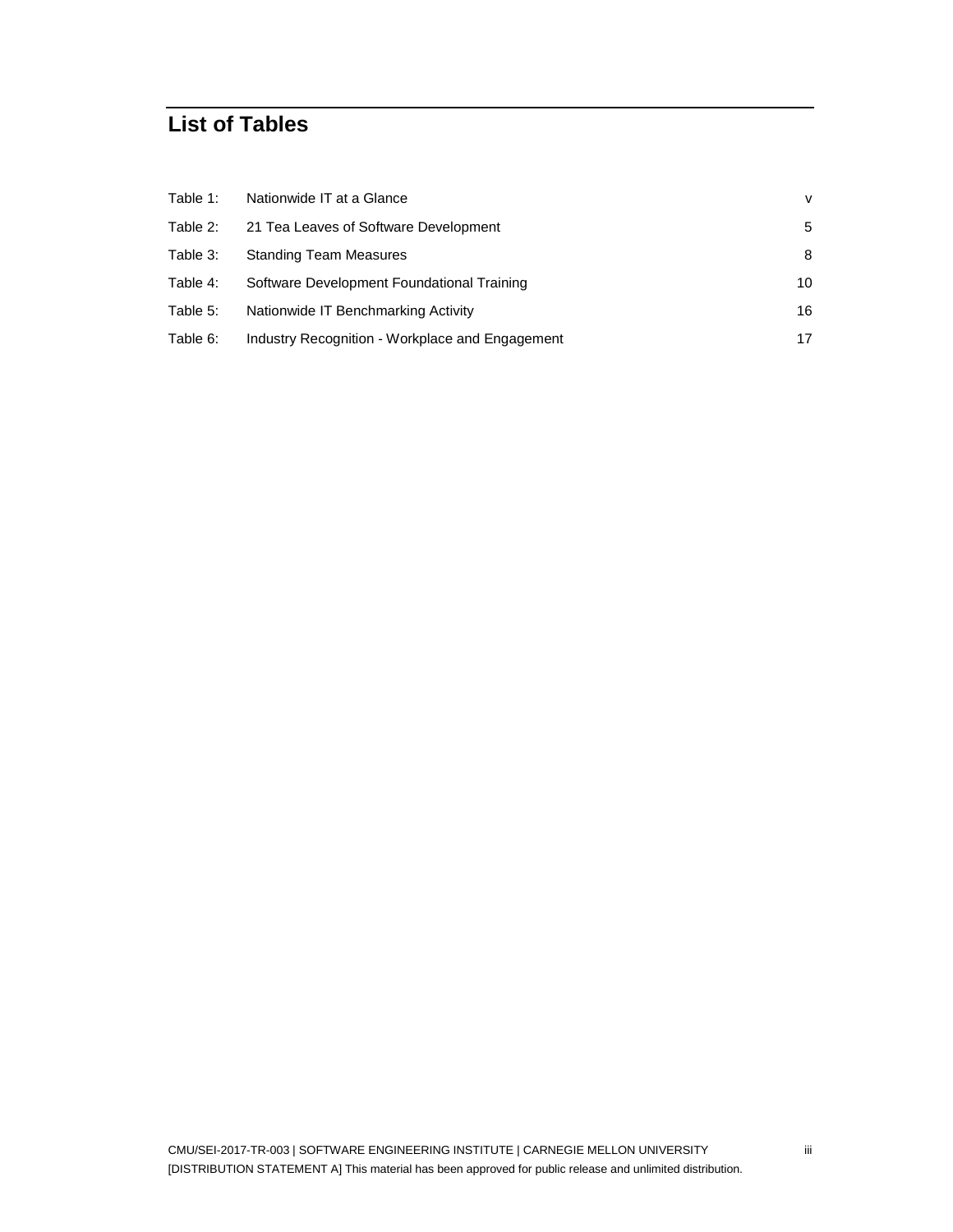# List of Tables

| | | |
|---|---|---|
| Table 1: | Nationwide IT at a Glance | v |
| Table 2: | 21 Tea Leaves of Software Development | 5 |
| Table 3: | Standing Team Measures | 8 |
| Table 4: | Software Development Foundational Training | 10 |
| Table 5: | Nationwide IT Benchmarking Activity | 16 |
| Table 6: | Industry Recognition - Workplace and Engagement | 17 |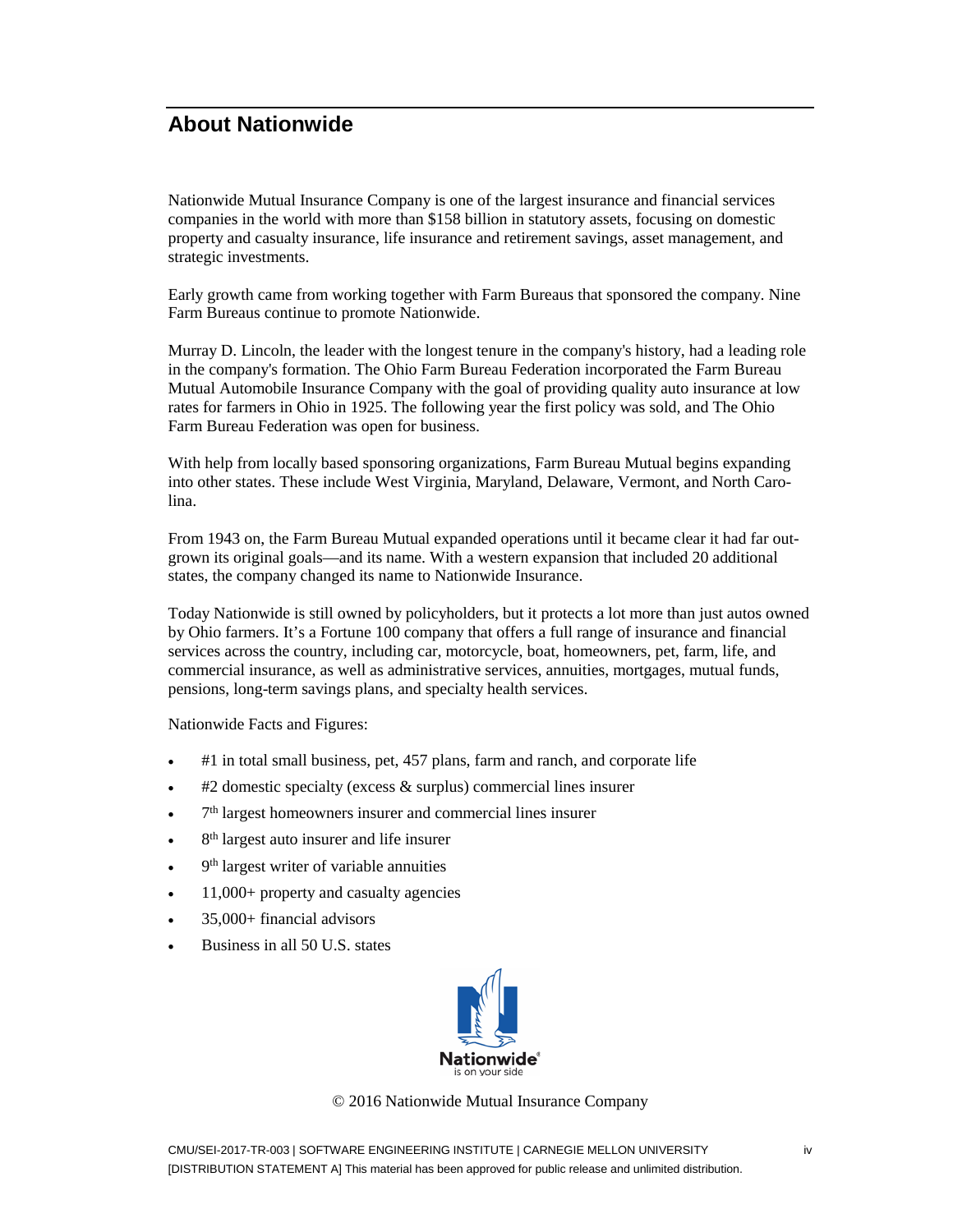## About Nationwide

Nationwide Mutual Insurance Company is one of the largest insurance and financial services companies in the world with more than $158 billion in statutory assets, focusing on domestic property and casualty insurance, life insurance and retirement savings, asset management, and strategic investments.

Early growth came from working together with Farm Bureaus that sponsored the company. Nine Farm Bureaus continue to promote Nationwide.

Murray D. Lincoln, the leader with the longest tenure in the company's history, had a leading role in the company's formation. The Ohio Farm Bureau Federation incorporated the Farm Bureau Mutual Automobile Insurance Company with the goal of providing quality auto insurance at low rates for farmers in Ohio in 1925. The following year the first policy was sold, and The Ohio Farm Bureau Federation was open for business.

With help from locally based sponsoring organizations, Farm Bureau Mutual begins expanding into other states. These include West Virginia, Maryland, Delaware, Vermont, and North Carolina.

From 1943 on, the Farm Bureau Mutual expanded operations until it became clear it had far outgrown its original goals—and its name. With a western expansion that included 20 additional states, the company changed its name to Nationwide Insurance.

Today Nationwide is still owned by policyholders, but it protects a lot more than just autos owned by Ohio farmers. It's a Fortune 100 company that offers a full range of insurance and financial services across the country, including car, motorcycle, boat, homeowners, pet, farm, life, and commercial insurance, as well as administrative services, annuities, mortgages, mutual funds, pensions, long-term savings plans, and specialty health services.

Nationwide Facts and Figures:

- #1 in total small business, pet, 457 plans, farm and ranch, and corporate life
- #2 domestic specialty (excess & surplus) commercial lines insurer
- 7th largest homeowners insurer and commercial lines insurer
- 8th largest auto insurer and life insurer
- 9th largest writer of variable annuities
- 11,000+ property and casualty agencies
- 35,000+ financial advisors
- Business in all 50 U.S. states

Nationwide is on your side

© 2016 Nationwide Mutual Insurance Company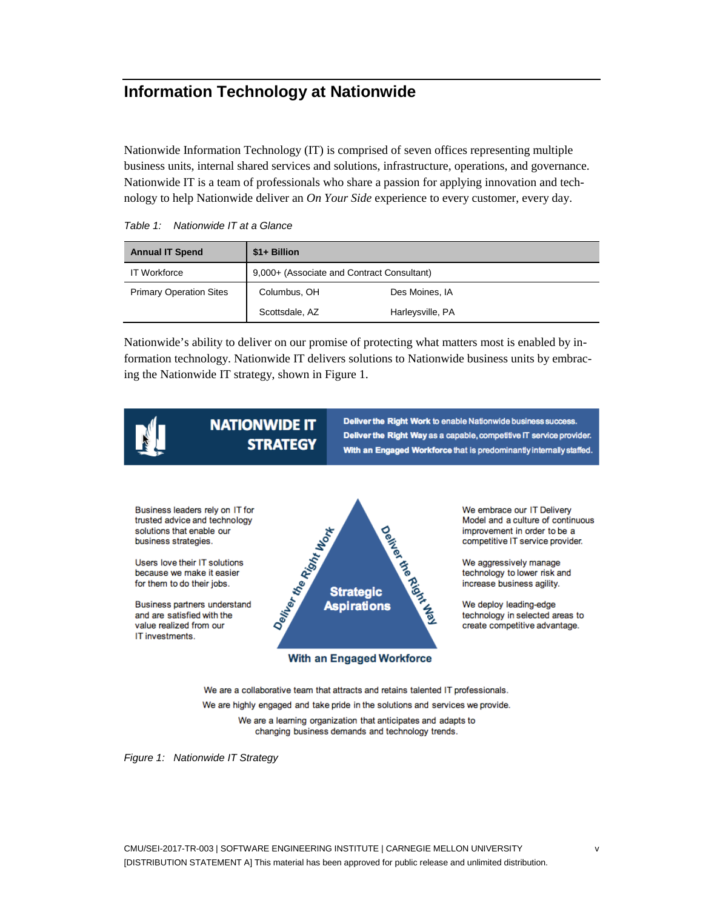## Information Technology at Nationwide

Nationwide Information Technology (IT) is comprised of seven offices representing multiple business units, internal shared services and solutions, infrastructure, operations, and governance. Nationwide IT is a team of professionals who share a passion for applying innovation and technology to help Nationwide deliver an *On Your Side* experience to every customer, every day.

*Table 1: Nationwide IT at a Glance*

| Annual IT Spend | $1+ Billion | |
|---|---|---|
| IT Workforce | 9,000+ (Associate and Contract Consultant) | |
| Primary Operation Sites | Columbus, OH | Des Moines, IA |
| | Scottsdale, AZ | Harleysville, PA |

Nationwide's ability to deliver on our promise of protecting what matters most is enabled by information technology. Nationwide IT delivers solutions to Nationwide business units by embracing the Nationwide IT strategy, shown in Figure 1.

**NATIONWIDE IT STRATEGY**

**Deliver the Right Work** to enable Nationwide business success.
**Deliver the Right Way** as a capable, competitive IT service provider.
**With an Engaged Workforce** that is predominantly internally staffed.

**Deliver the Right Work**

Business leaders rely on IT for trusted advice and technology solutions that enable our business strategies.

Users love their IT solutions because we make it easier for them to do their jobs.

Business partners understand and are satisfied with the value realized from our IT investments.

**Strategic Aspirations**

**Deliver the Right Way**

We embrace our IT Delivery Model and a culture of continuous improvement in order to be a competitive IT service provider.

We aggressively manage technology to lower risk and increase business agility.

We deploy leading-edge technology in selected areas to create competitive advantage.

**With an Engaged Workforce**

We are a collaborative team that attracts and retains talented IT professionals.
We are highly engaged and take pride in the solutions and services we provide.
We are a learning organization that anticipates and adapts to changing business demands and technology trends.

*Figure 1: Nationwide IT Strategy*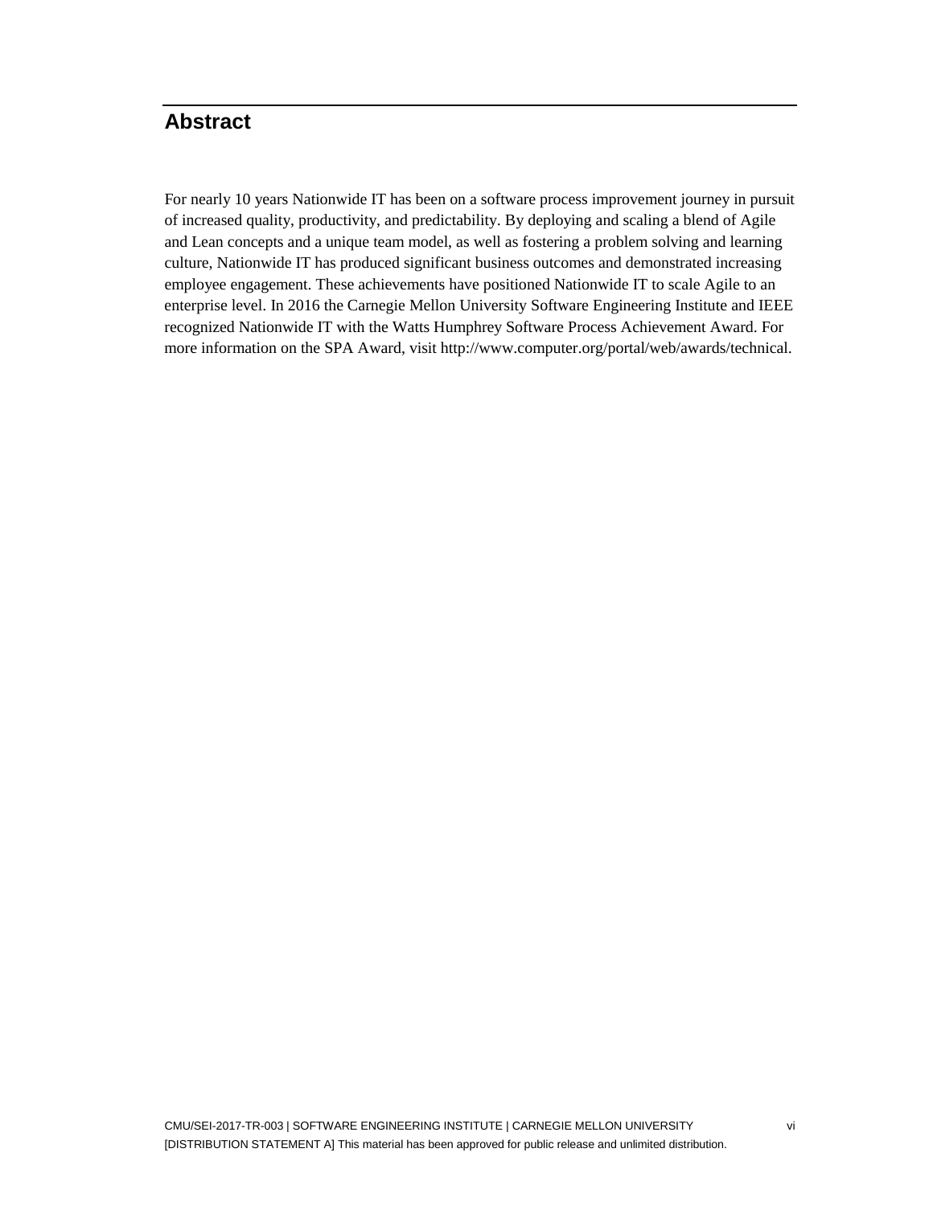# Abstract

For nearly 10 years Nationwide IT has been on a software process improvement journey in pursuit of increased quality, productivity, and predictability. By deploying and scaling a blend of Agile and Lean concepts and a unique team model, as well as fostering a problem solving and learning culture, Nationwide IT has produced significant business outcomes and demonstrated increasing employee engagement. These achievements have positioned Nationwide IT to scale Agile to an enterprise level. In 2016 the Carnegie Mellon University Software Engineering Institute and IEEE recognized Nationwide IT with the Watts Humphrey Software Process Achievement Award. For more information on the SPA Award, visit http://www.computer.org/portal/web/awards/technical.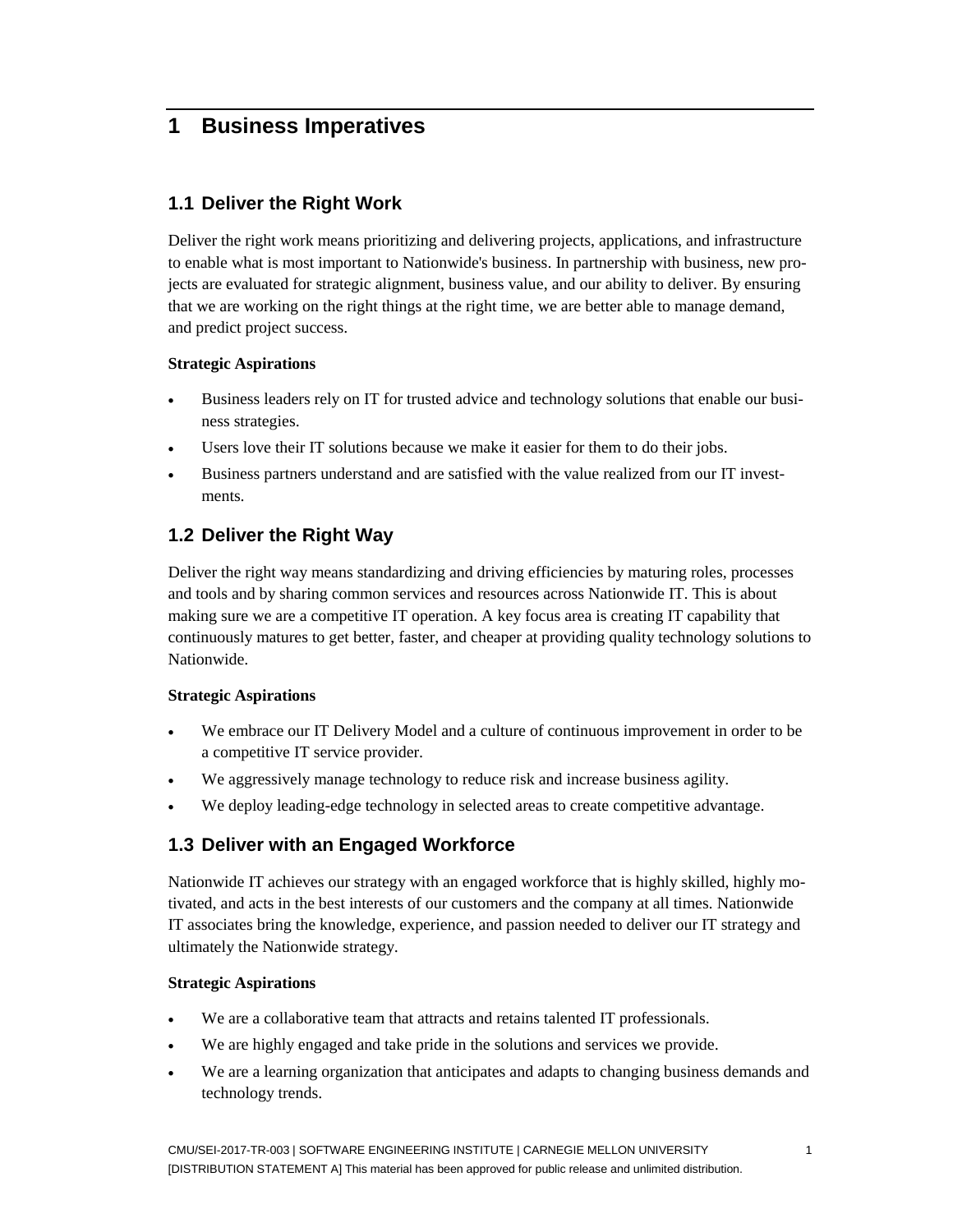# 1 Business Imperatives

## 1.1 Deliver the Right Work

Deliver the right work means prioritizing and delivering projects, applications, and infrastructure to enable what is most important to Nationwide's business. In partnership with business, new projects are evaluated for strategic alignment, business value, and our ability to deliver. By ensuring that we are working on the right things at the right time, we are better able to manage demand, and predict project success.

**Strategic Aspirations**

- Business leaders rely on IT for trusted advice and technology solutions that enable our business strategies.
- Users love their IT solutions because we make it easier for them to do their jobs.
- Business partners understand and are satisfied with the value realized from our IT investments.

## 1.2 Deliver the Right Way

Deliver the right way means standardizing and driving efficiencies by maturing roles, processes and tools and by sharing common services and resources across Nationwide IT. This is about making sure we are a competitive IT operation. A key focus area is creating IT capability that continuously matures to get better, faster, and cheaper at providing quality technology solutions to Nationwide.

**Strategic Aspirations**

- We embrace our IT Delivery Model and a culture of continuous improvement in order to be a competitive IT service provider.
- We aggressively manage technology to reduce risk and increase business agility.
- We deploy leading-edge technology in selected areas to create competitive advantage.

## 1.3 Deliver with an Engaged Workforce

Nationwide IT achieves our strategy with an engaged workforce that is highly skilled, highly motivated, and acts in the best interests of our customers and the company at all times. Nationwide IT associates bring the knowledge, experience, and passion needed to deliver our IT strategy and ultimately the Nationwide strategy.

**Strategic Aspirations**

- We are a collaborative team that attracts and retains talented IT professionals.
- We are highly engaged and take pride in the solutions and services we provide.
- We are a learning organization that anticipates and adapts to changing business demands and technology trends.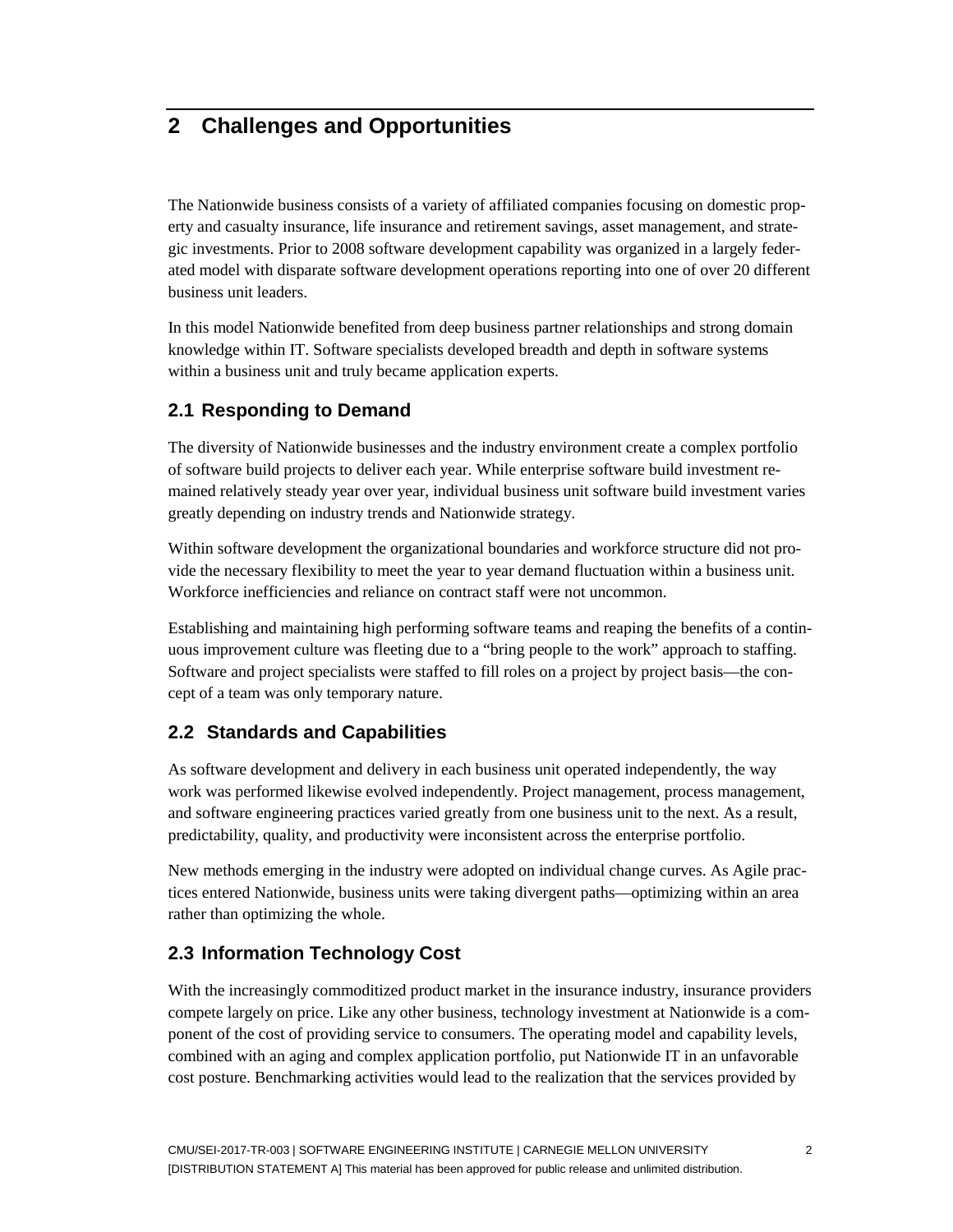# 2 Challenges and Opportunities

The Nationwide business consists of a variety of affiliated companies focusing on domestic property and casualty insurance, life insurance and retirement savings, asset management, and strategic investments. Prior to 2008 software development capability was organized in a largely federated model with disparate software development operations reporting into one of over 20 different business unit leaders.

In this model Nationwide benefited from deep business partner relationships and strong domain knowledge within IT. Software specialists developed breadth and depth in software systems within a business unit and truly became application experts.

## 2.1 Responding to Demand

The diversity of Nationwide businesses and the industry environment create a complex portfolio of software build projects to deliver each year. While enterprise software build investment remained relatively steady year over year, individual business unit software build investment varies greatly depending on industry trends and Nationwide strategy.

Within software development the organizational boundaries and workforce structure did not provide the necessary flexibility to meet the year to year demand fluctuation within a business unit. Workforce inefficiencies and reliance on contract staff were not uncommon.

Establishing and maintaining high performing software teams and reaping the benefits of a continuous improvement culture was fleeting due to a "bring people to the work" approach to staffing. Software and project specialists were staffed to fill roles on a project by project basis—the concept of a team was only temporary nature.

## 2.2 Standards and Capabilities

As software development and delivery in each business unit operated independently, the way work was performed likewise evolved independently. Project management, process management, and software engineering practices varied greatly from one business unit to the next. As a result, predictability, quality, and productivity were inconsistent across the enterprise portfolio.

New methods emerging in the industry were adopted on individual change curves. As Agile practices entered Nationwide, business units were taking divergent paths—optimizing within an area rather than optimizing the whole.

## 2.3 Information Technology Cost

With the increasingly commoditized product market in the insurance industry, insurance providers compete largely on price. Like any other business, technology investment at Nationwide is a component of the cost of providing service to consumers. The operating model and capability levels, combined with an aging and complex application portfolio, put Nationwide IT in an unfavorable cost posture. Benchmarking activities would lead to the realization that the services provided by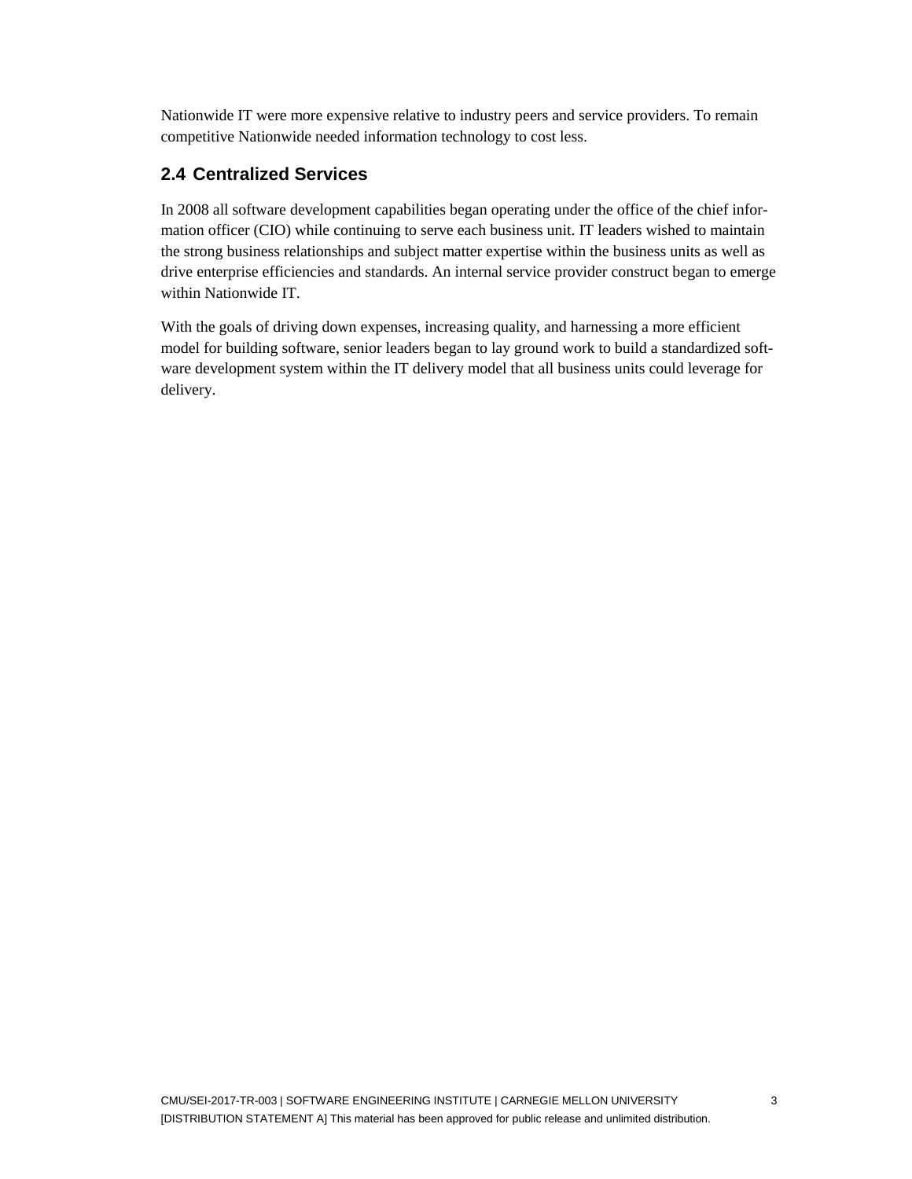Nationwide IT were more expensive relative to industry peers and service providers. To remain competitive Nationwide needed information technology to cost less.

## 2.4 Centralized Services

In 2008 all software development capabilities began operating under the office of the chief information officer (CIO) while continuing to serve each business unit. IT leaders wished to maintain the strong business relationships and subject matter expertise within the business units as well as drive enterprise efficiencies and standards. An internal service provider construct began to emerge within Nationwide IT.

With the goals of driving down expenses, increasing quality, and harnessing a more efficient model for building software, senior leaders began to lay ground work to build a standardized software development system within the IT delivery model that all business units could leverage for delivery.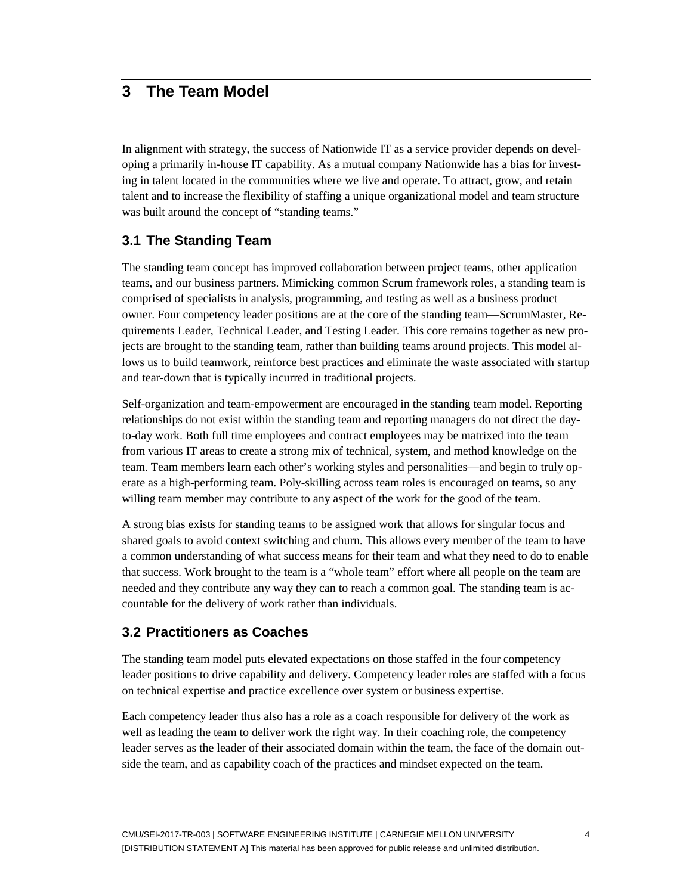# 3 The Team Model

In alignment with strategy, the success of Nationwide IT as a service provider depends on developing a primarily in-house IT capability. As a mutual company Nationwide has a bias for investing in talent located in the communities where we live and operate. To attract, grow, and retain talent and to increase the flexibility of staffing a unique organizational model and team structure was built around the concept of "standing teams."

## 3.1 The Standing Team

The standing team concept has improved collaboration between project teams, other application teams, and our business partners. Mimicking common Scrum framework roles, a standing team is comprised of specialists in analysis, programming, and testing as well as a business product owner. Four competency leader positions are at the core of the standing team—ScrumMaster, Requirements Leader, Technical Leader, and Testing Leader. This core remains together as new projects are brought to the standing team, rather than building teams around projects. This model allows us to build teamwork, reinforce best practices and eliminate the waste associated with startup and tear-down that is typically incurred in traditional projects.

Self-organization and team-empowerment are encouraged in the standing team model. Reporting relationships do not exist within the standing team and reporting managers do not direct the day-to-day work. Both full time employees and contract employees may be matrixed into the team from various IT areas to create a strong mix of technical, system, and method knowledge on the team. Team members learn each other's working styles and personalities—and begin to truly operate as a high-performing team. Poly-skilling across team roles is encouraged on teams, so any willing team member may contribute to any aspect of the work for the good of the team.

A strong bias exists for standing teams to be assigned work that allows for singular focus and shared goals to avoid context switching and churn. This allows every member of the team to have a common understanding of what success means for their team and what they need to do to enable that success. Work brought to the team is a "whole team" effort where all people on the team are needed and they contribute any way they can to reach a common goal. The standing team is accountable for the delivery of work rather than individuals.

## 3.2 Practitioners as Coaches

The standing team model puts elevated expectations on those staffed in the four competency leader positions to drive capability and delivery. Competency leader roles are staffed with a focus on technical expertise and practice excellence over system or business expertise.

Each competency leader thus also has a role as a coach responsible for delivery of the work as well as leading the team to deliver work the right way. In their coaching role, the competency leader serves as the leader of their associated domain within the team, the face of the domain outside the team, and as capability coach of the practices and mindset expected on the team.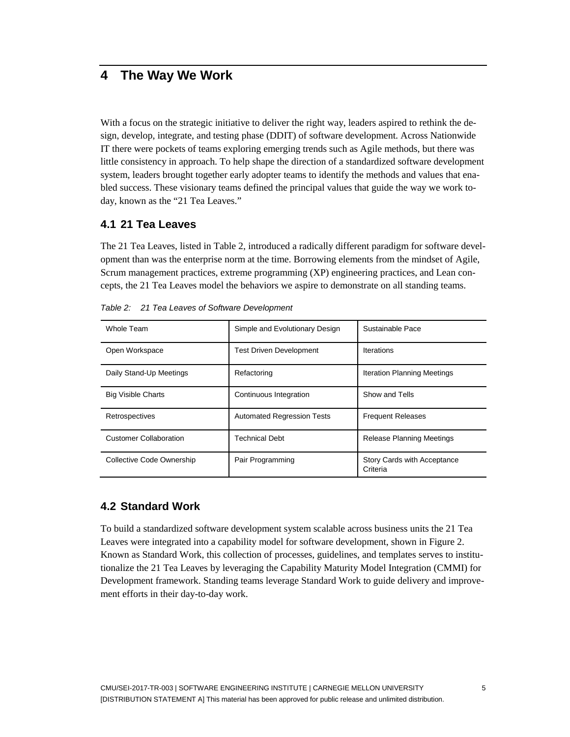# 4 The Way We Work

With a focus on the strategic initiative to deliver the right way, leaders aspired to rethink the design, develop, integrate, and testing phase (DDIT) of software development. Across Nationwide IT there were pockets of teams exploring emerging trends such as Agile methods, but there was little consistency in approach. To help shape the direction of a standardized software development system, leaders brought together early adopter teams to identify the methods and values that enabled success. These visionary teams defined the principal values that guide the way we work today, known as the "21 Tea Leaves."

## 4.1 21 Tea Leaves

The 21 Tea Leaves, listed in Table 2, introduced a radically different paradigm for software development than was the enterprise norm at the time. Borrowing elements from the mindset of Agile, Scrum management practices, extreme programming (XP) engineering practices, and Lean concepts, the 21 Tea Leaves model the behaviors we aspire to demonstrate on all standing teams.

*Table 2: 21 Tea Leaves of Software Development*

| | | |
|---|---|---|
| Whole Team | Simple and Evolutionary Design | Sustainable Pace |
| Open Workspace | Test Driven Development | Iterations |
| Daily Stand-Up Meetings | Refactoring | Iteration Planning Meetings |
| Big Visible Charts | Continuous Integration | Show and Tells |
| Retrospectives | Automated Regression Tests | Frequent Releases |
| Customer Collaboration | Technical Debt | Release Planning Meetings |
| Collective Code Ownership | Pair Programming | Story Cards with Acceptance Criteria |

## 4.2 Standard Work

To build a standardized software development system scalable across business units the 21 Tea Leaves were integrated into a capability model for software development, shown in Figure 2. Known as Standard Work, this collection of processes, guidelines, and templates serves to institutionalize the 21 Tea Leaves by leveraging the Capability Maturity Model Integration (CMMI) for Development framework. Standing teams leverage Standard Work to guide delivery and improvement efforts in their day-to-day work.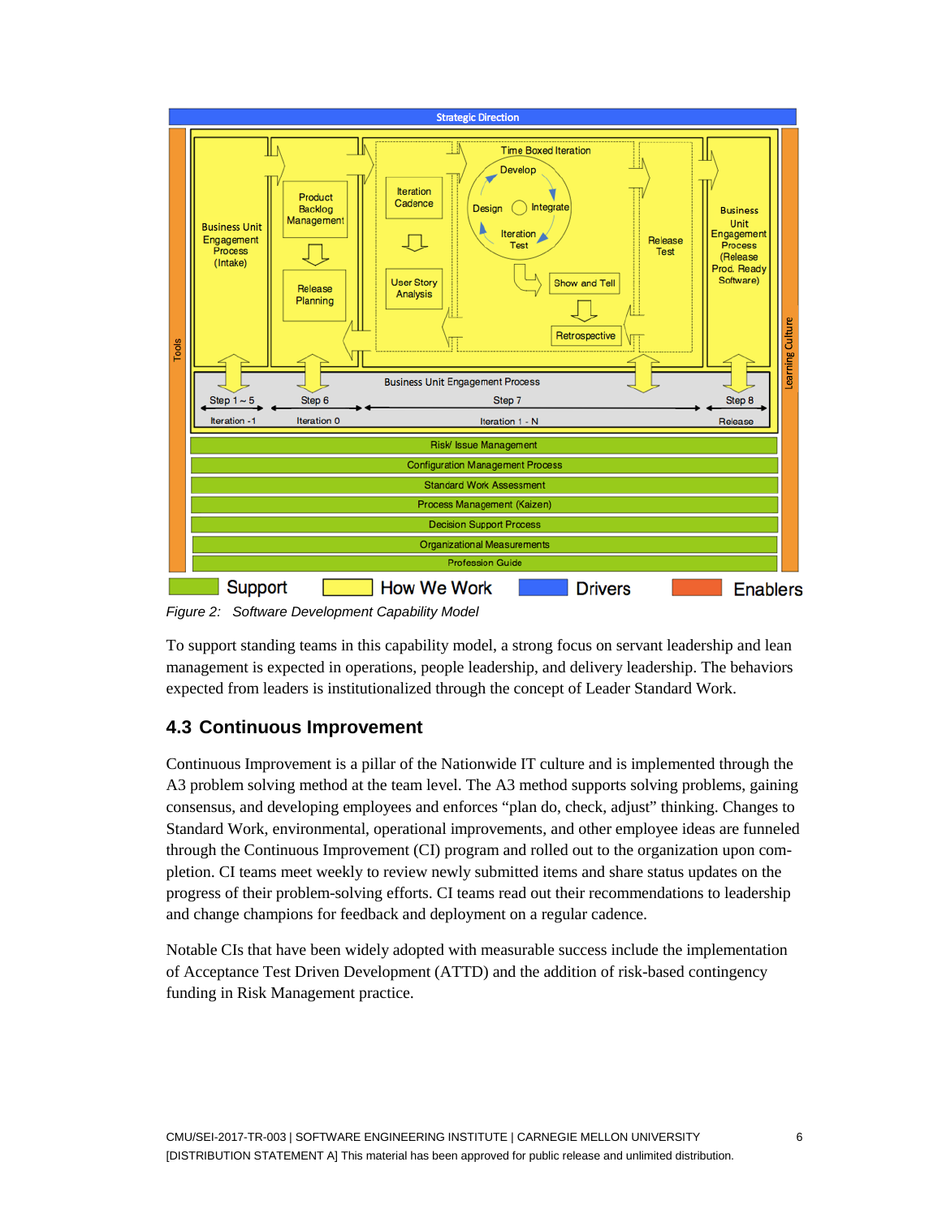*Figure 2: Software Development Capability Model*

To support standing teams in this capability model, a strong focus on servant leadership and lean management is expected in operations, people leadership, and delivery leadership. The behaviors expected from leaders is institutionalized through the concept of Leader Standard Work.

## 4.3 Continuous Improvement

Continuous Improvement is a pillar of the Nationwide IT culture and is implemented through the A3 problem solving method at the team level. The A3 method supports solving problems, gaining consensus, and developing employees and enforces "plan do, check, adjust" thinking. Changes to Standard Work, environmental, operational improvements, and other employee ideas are funneled through the Continuous Improvement (CI) program and rolled out to the organization upon completion. CI teams meet weekly to review newly submitted items and share status updates on the progress of their problem-solving efforts. CI teams read out their recommendations to leadership and change champions for feedback and deployment on a regular cadence.

Notable CIs that have been widely adopted with measurable success include the implementation of Acceptance Test Driven Development (ATTD) and the addition of risk-based contingency funding in Risk Management practice.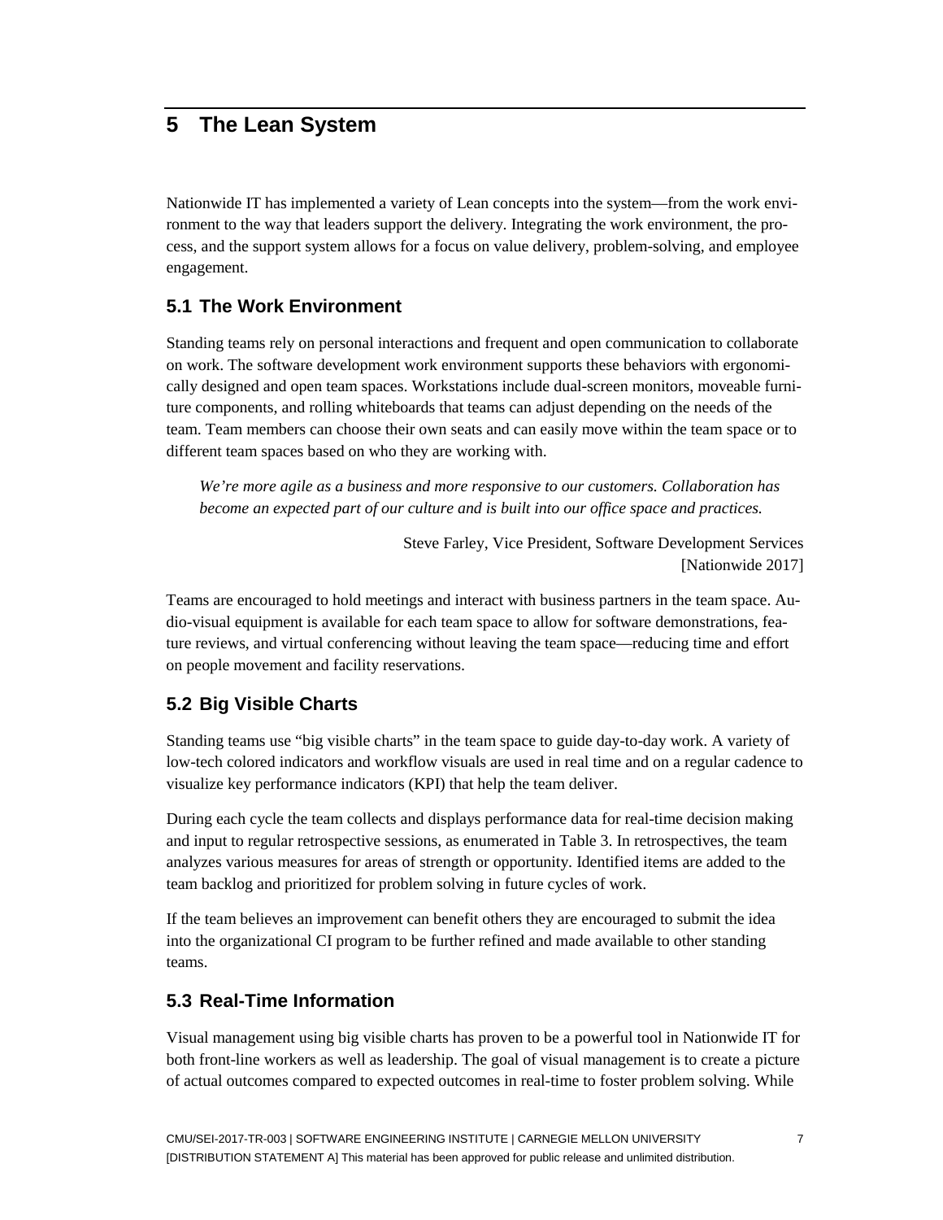# 5 The Lean System

Nationwide IT has implemented a variety of Lean concepts into the system—from the work environment to the way that leaders support the delivery. Integrating the work environment, the process, and the support system allows for a focus on value delivery, problem-solving, and employee engagement.

## 5.1 The Work Environment

Standing teams rely on personal interactions and frequent and open communication to collaborate on work. The software development work environment supports these behaviors with ergonomically designed and open team spaces. Workstations include dual-screen monitors, moveable furniture components, and rolling whiteboards that teams can adjust depending on the needs of the team. Team members can choose their own seats and can easily move within the team space or to different team spaces based on who they are working with.

> *We're more agile as a business and more responsive to our customers. Collaboration has become an expected part of our culture and is built into our office space and practices.*
>
> Steve Farley, Vice President, Software Development Services [Nationwide 2017]

Teams are encouraged to hold meetings and interact with business partners in the team space. Audio-visual equipment is available for each team space to allow for software demonstrations, feature reviews, and virtual conferencing without leaving the team space—reducing time and effort on people movement and facility reservations.

## 5.2 Big Visible Charts

Standing teams use "big visible charts" in the team space to guide day-to-day work. A variety of low-tech colored indicators and workflow visuals are used in real time and on a regular cadence to visualize key performance indicators (KPI) that help the team deliver.

During each cycle the team collects and displays performance data for real-time decision making and input to regular retrospective sessions, as enumerated in Table 3. In retrospectives, the team analyzes various measures for areas of strength or opportunity. Identified items are added to the team backlog and prioritized for problem solving in future cycles of work.

If the team believes an improvement can benefit others they are encouraged to submit the idea into the organizational CI program to be further refined and made available to other standing teams.

## 5.3 Real-Time Information

Visual management using big visible charts has proven to be a powerful tool in Nationwide IT for both front-line workers as well as leadership. The goal of visual management is to create a picture of actual outcomes compared to expected outcomes in real-time to foster problem solving. While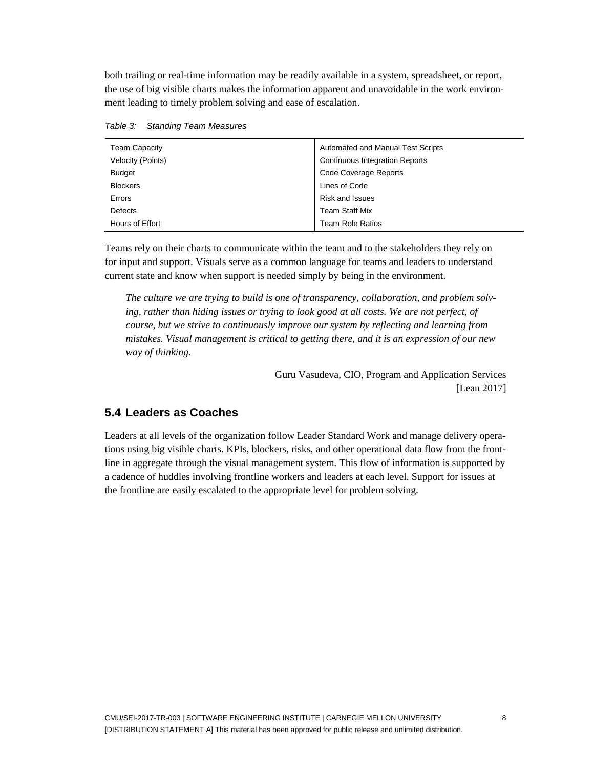both trailing or real-time information may be readily available in a system, spreadsheet, or report, the use of big visible charts makes the information apparent and unavoidable in the work environment leading to timely problem solving and ease of escalation.

*Table 3: Standing Team Measures*

| | |
|---|---|
| Team Capacity | Automated and Manual Test Scripts |
| Velocity (Points) | Continuous Integration Reports |
| Budget | Code Coverage Reports |
| Blockers | Lines of Code |
| Errors | Risk and Issues |
| Defects | Team Staff Mix |
| Hours of Effort | Team Role Ratios |

Teams rely on their charts to communicate within the team and to the stakeholders they rely on for input and support. Visuals serve as a common language for teams and leaders to understand current state and know when support is needed simply by being in the environment.

> *The culture we are trying to build is one of transparency, collaboration, and problem solving, rather than hiding issues or trying to look good at all costs. We are not perfect, of course, but we strive to continuously improve our system by reflecting and learning from mistakes. Visual management is critical to getting there, and it is an expression of our new way of thinking.*
>
> Guru Vasudeva, CIO, Program and Application Services
> [Lean 2017]

## 5.4 Leaders as Coaches

Leaders at all levels of the organization follow Leader Standard Work and manage delivery operations using big visible charts. KPIs, blockers, risks, and other operational data flow from the frontline in aggregate through the visual management system. This flow of information is supported by a cadence of huddles involving frontline workers and leaders at each level. Support for issues at the frontline are easily escalated to the appropriate level for problem solving.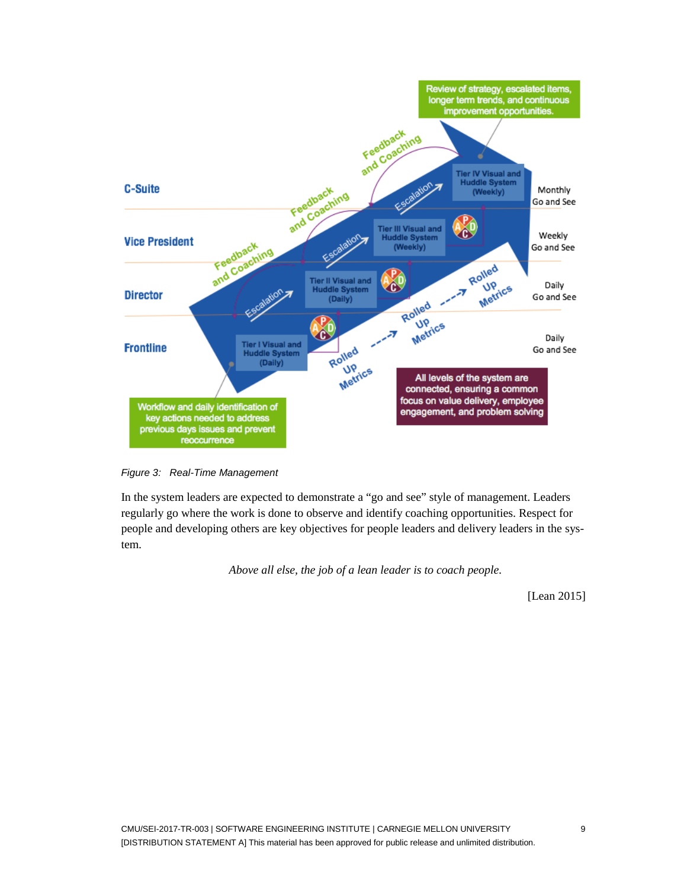*Figure 3: Real-Time Management*

In the system leaders are expected to demonstrate a “go and see” style of management. Leaders regularly go where the work is done to observe and identify coaching opportunities. Respect for people and developing others are key objectives for people leaders and delivery leaders in the system.

> *Above all else, the job of a lean leader is to coach people.*
>
> [Lean 2015]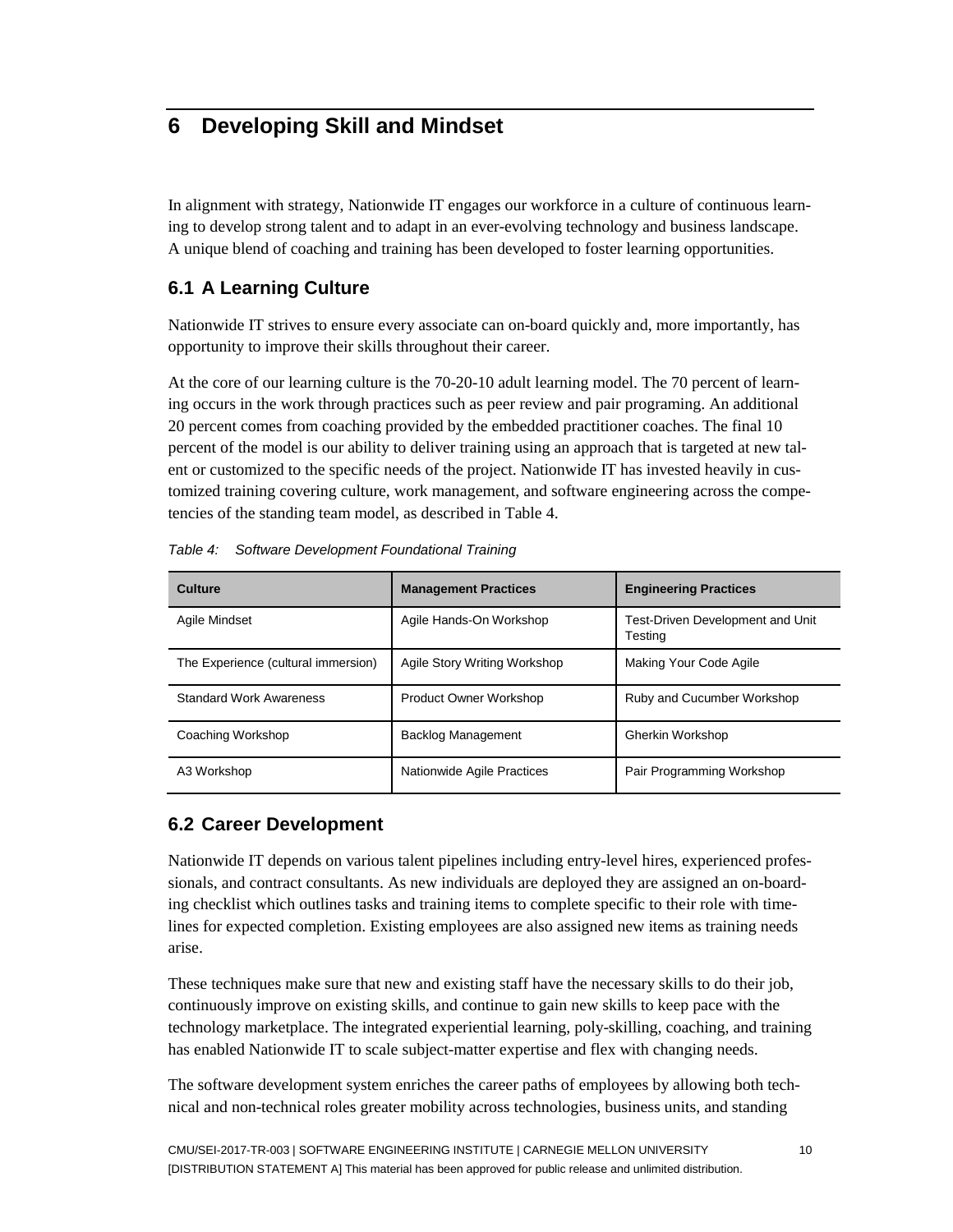# 6 Developing Skill and Mindset

In alignment with strategy, Nationwide IT engages our workforce in a culture of continuous learning to develop strong talent and to adapt in an ever-evolving technology and business landscape. A unique blend of coaching and training has been developed to foster learning opportunities.

## 6.1 A Learning Culture

Nationwide IT strives to ensure every associate can on-board quickly and, more importantly, has opportunity to improve their skills throughout their career.

At the core of our learning culture is the 70-20-10 adult learning model. The 70 percent of learning occurs in the work through practices such as peer review and pair programing. An additional 20 percent comes from coaching provided by the embedded practitioner coaches. The final 10 percent of the model is our ability to deliver training using an approach that is targeted at new talent or customized to the specific needs of the project. Nationwide IT has invested heavily in customized training covering culture, work management, and software engineering across the competencies of the standing team model, as described in Table 4.

*Table 4: Software Development Foundational Training*

| Culture | Management Practices | Engineering Practices |
| --- | --- | --- |
| Agile Mindset | Agile Hands-On Workshop | Test-Driven Development and Unit Testing |
| The Experience (cultural immersion) | Agile Story Writing Workshop | Making Your Code Agile |
| Standard Work Awareness | Product Owner Workshop | Ruby and Cucumber Workshop |
| Coaching Workshop | Backlog Management | Gherkin Workshop |
| A3 Workshop | Nationwide Agile Practices | Pair Programming Workshop |

## 6.2 Career Development

Nationwide IT depends on various talent pipelines including entry-level hires, experienced professionals, and contract consultants. As new individuals are deployed they are assigned an on-boarding checklist which outlines tasks and training items to complete specific to their role with timelines for expected completion. Existing employees are also assigned new items as training needs arise.

These techniques make sure that new and existing staff have the necessary skills to do their job, continuously improve on existing skills, and continue to gain new skills to keep pace with the technology marketplace. The integrated experiential learning, poly-skilling, coaching, and training has enabled Nationwide IT to scale subject-matter expertise and flex with changing needs.

The software development system enriches the career paths of employees by allowing both technical and non-technical roles greater mobility across technologies, business units, and standing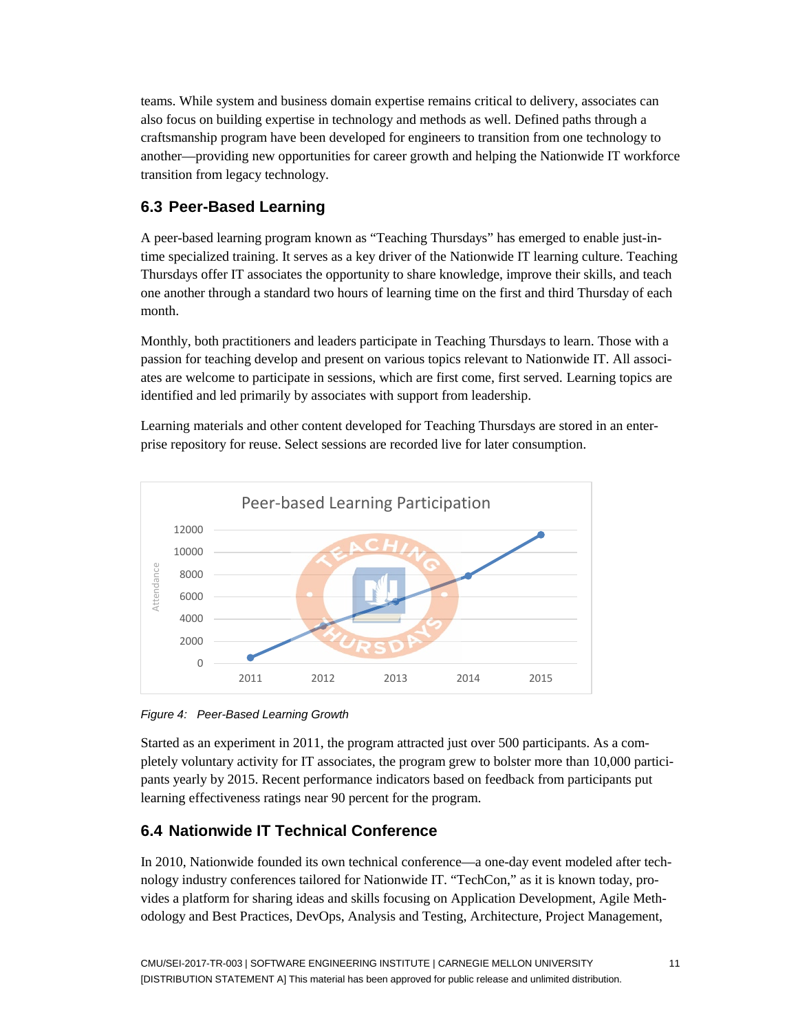teams. While system and business domain expertise remains critical to delivery, associates can also focus on building expertise in technology and methods as well. Defined paths through a craftsmanship program have been developed for engineers to transition from one technology to another—providing new opportunities for career growth and helping the Nationwide IT workforce transition from legacy technology.

## 6.3 Peer-Based Learning

A peer-based learning program known as "Teaching Thursdays" has emerged to enable just-in-time specialized training. It serves as a key driver of the Nationwide IT learning culture. Teaching Thursdays offer IT associates the opportunity to share knowledge, improve their skills, and teach one another through a standard two hours of learning time on the first and third Thursday of each month.

Monthly, both practitioners and leaders participate in Teaching Thursdays to learn. Those with a passion for teaching develop and present on various topics relevant to Nationwide IT. All associates are welcome to participate in sessions, which are first come, first served. Learning topics are identified and led primarily by associates with support from leadership.

Learning materials and other content developed for Teaching Thursdays are stored in an enterprise repository for reuse. Select sessions are recorded live for later consumption.

*Figure 4: Peer-Based Learning Growth*

Started as an experiment in 2011, the program attracted just over 500 participants. As a completely voluntary activity for IT associates, the program grew to bolster more than 10,000 participants yearly by 2015. Recent performance indicators based on feedback from participants put learning effectiveness ratings near 90 percent for the program.

## 6.4 Nationwide IT Technical Conference

In 2010, Nationwide founded its own technical conference—a one-day event modeled after technology industry conferences tailored for Nationwide IT. "TechCon," as it is known today, provides a platform for sharing ideas and skills focusing on Application Development, Agile Methodology and Best Practices, DevOps, Analysis and Testing, Architecture, Project Management,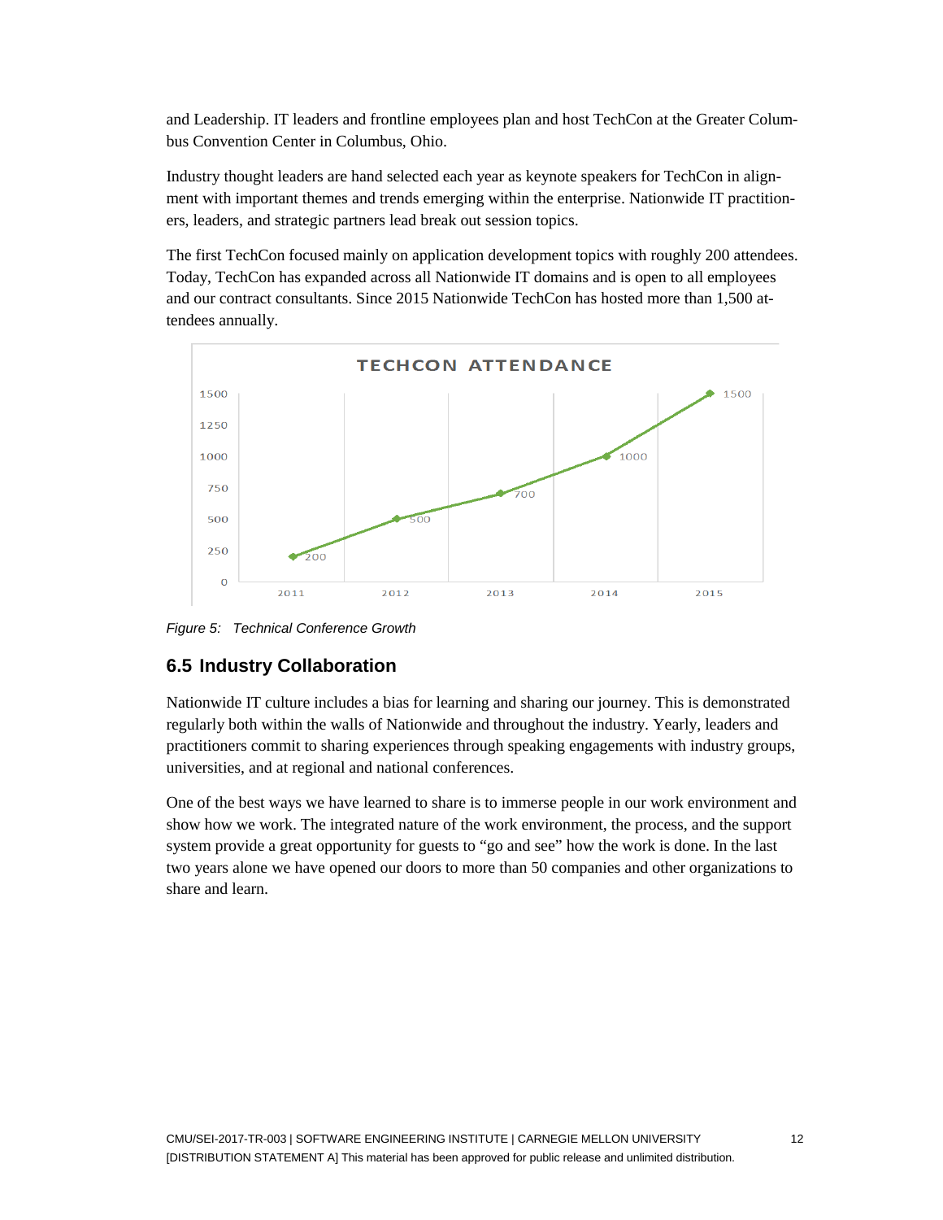and Leadership. IT leaders and frontline employees plan and host TechCon at the Greater Columbus Convention Center in Columbus, Ohio.

Industry thought leaders are hand selected each year as keynote speakers for TechCon in alignment with important themes and trends emerging within the enterprise. Nationwide IT practitioners, leaders, and strategic partners lead break out session topics.

The first TechCon focused mainly on application development topics with roughly 200 attendees. Today, TechCon has expanded across all Nationwide IT domains and is open to all employees and our contract consultants. Since 2015 Nationwide TechCon has hosted more than 1,500 attendees annually.

**TECHCON ATTENDANCE**

| Year | Attendance |
| --- | --- |
| 2011 | 200 |
| 2012 | 500 |
| 2013 | 700 |
| 2014 | 1000 |
| 2015 | 1500 |

*Figure 5: Technical Conference Growth*

## 6.5 Industry Collaboration

Nationwide IT culture includes a bias for learning and sharing our journey. This is demonstrated regularly both within the walls of Nationwide and throughout the industry. Yearly, leaders and practitioners commit to sharing experiences through speaking engagements with industry groups, universities, and at regional and national conferences.

One of the best ways we have learned to share is to immerse people in our work environment and show how we work. The integrated nature of the work environment, the process, and the support system provide a great opportunity for guests to "go and see" how the work is done. In the last two years alone we have opened our doors to more than 50 companies and other organizations to share and learn.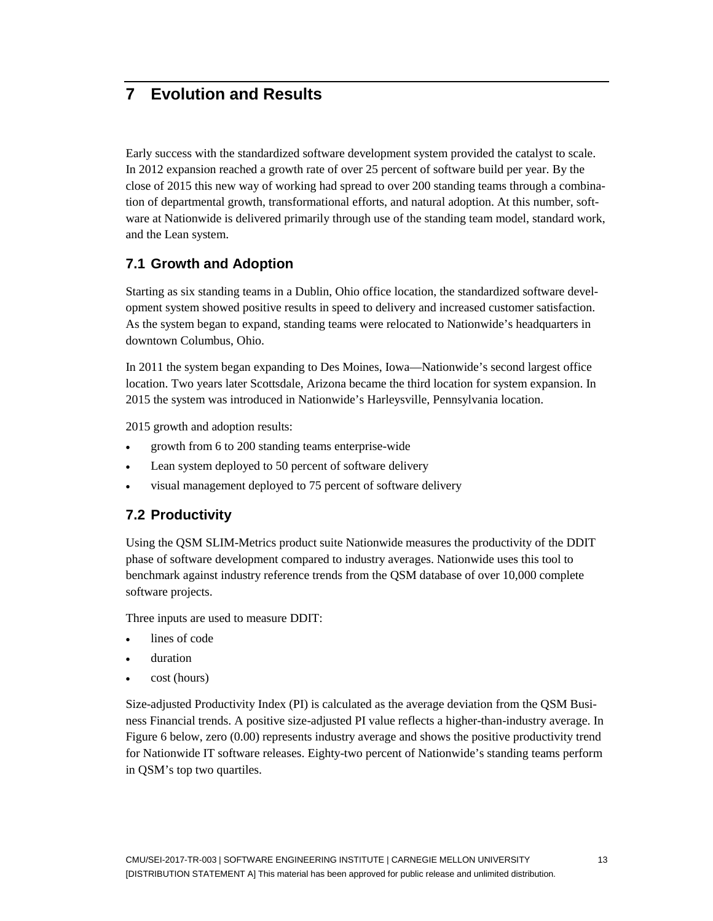# 7 Evolution and Results

Early success with the standardized software development system provided the catalyst to scale. In 2012 expansion reached a growth rate of over 25 percent of software build per year. By the close of 2015 this new way of working had spread to over 200 standing teams through a combination of departmental growth, transformational efforts, and natural adoption. At this number, software at Nationwide is delivered primarily through use of the standing team model, standard work, and the Lean system.

## 7.1 Growth and Adoption

Starting as six standing teams in a Dublin, Ohio office location, the standardized software development system showed positive results in speed to delivery and increased customer satisfaction. As the system began to expand, standing teams were relocated to Nationwide's headquarters in downtown Columbus, Ohio.

In 2011 the system began expanding to Des Moines, Iowa—Nationwide's second largest office location. Two years later Scottsdale, Arizona became the third location for system expansion. In 2015 the system was introduced in Nationwide's Harleysville, Pennsylvania location.

2015 growth and adoption results:

- growth from 6 to 200 standing teams enterprise-wide
- Lean system deployed to 50 percent of software delivery
- visual management deployed to 75 percent of software delivery

## 7.2 Productivity

Using the QSM SLIM-Metrics product suite Nationwide measures the productivity of the DDIT phase of software development compared to industry averages. Nationwide uses this tool to benchmark against industry reference trends from the QSM database of over 10,000 complete software projects.

Three inputs are used to measure DDIT:

- lines of code
- duration
- cost (hours)

Size-adjusted Productivity Index (PI) is calculated as the average deviation from the QSM Business Financial trends. A positive size-adjusted PI value reflects a higher-than-industry average. In Figure 6 below, zero (0.00) represents industry average and shows the positive productivity trend for Nationwide IT software releases. Eighty-two percent of Nationwide's standing teams perform in QSM's top two quartiles.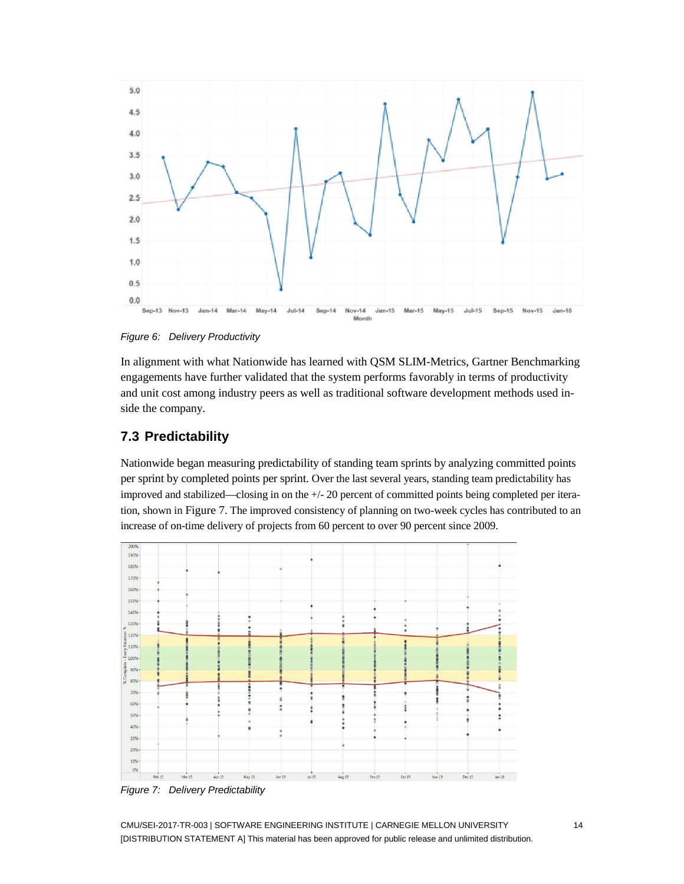*Figure 6: Delivery Productivity*

In alignment with what Nationwide has learned with QSM SLIM-Metrics, Gartner Benchmarking engagements have further validated that the system performs favorably in terms of productivity and unit cost among industry peers as well as traditional software development methods used inside the company.

## 7.3 Predictability

Nationwide began measuring predictability of standing team sprints by analyzing committed points per sprint by completed points per sprint. Over the last several years, standing team predictability has improved and stabilized—closing in on the +/- 20 percent of committed points being completed per iteration, shown in Figure 7. The improved consistency of planning on two-week cycles has contributed to an increase of on-time delivery of projects from 60 percent to over 90 percent since 2009.

*Figure 7: Delivery Predictability*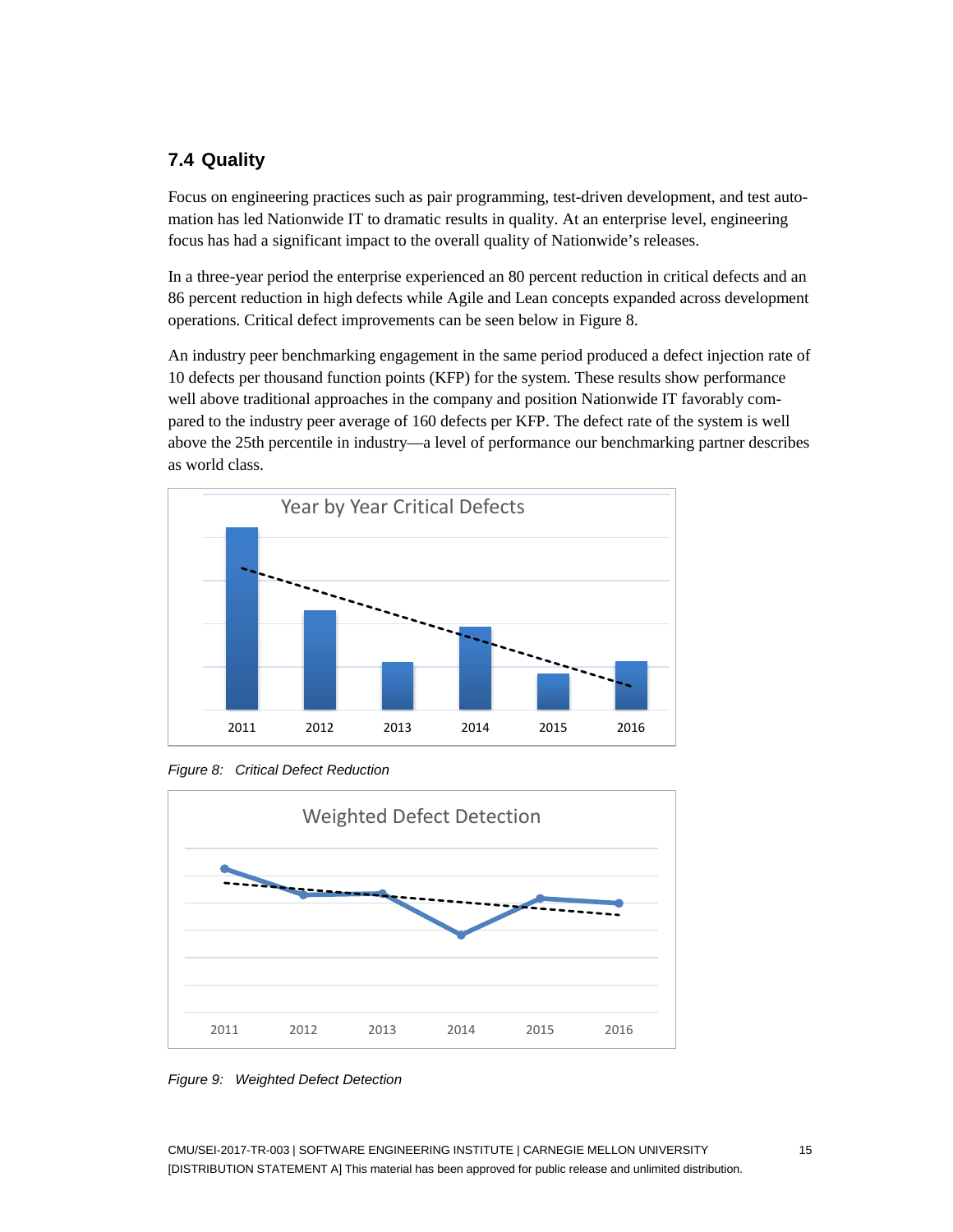## 7.4 Quality

Focus on engineering practices such as pair programming, test-driven development, and test automation has led Nationwide IT to dramatic results in quality. At an enterprise level, engineering focus has had a significant impact to the overall quality of Nationwide's releases.

In a three-year period the enterprise experienced an 80 percent reduction in critical defects and an 86 percent reduction in high defects while Agile and Lean concepts expanded across development operations. Critical defect improvements can be seen below in Figure 8.

An industry peer benchmarking engagement in the same period produced a defect injection rate of 10 defects per thousand function points (KFP) for the system. These results show performance well above traditional approaches in the company and position Nationwide IT favorably compared to the industry peer average of 160 defects per KFP. The defect rate of the system is well above the 25th percentile in industry—a level of performance our benchmarking partner describes as world class.

*Figure 8: Critical Defect Reduction*

*Figure 9: Weighted Defect Detection*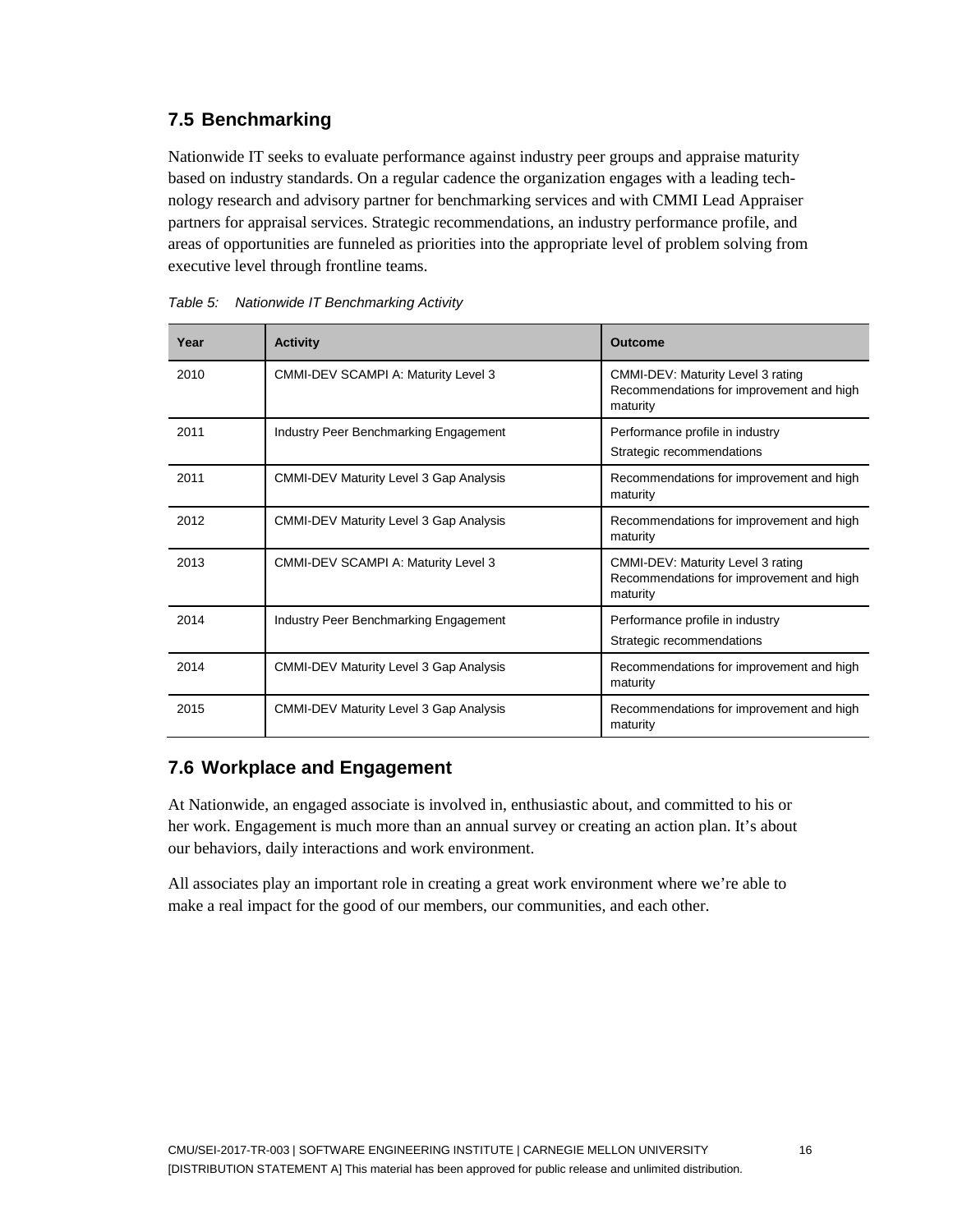## 7.5 Benchmarking

Nationwide IT seeks to evaluate performance against industry peer groups and appraise maturity based on industry standards. On a regular cadence the organization engages with a leading technology research and advisory partner for benchmarking services and with CMMI Lead Appraiser partners for appraisal services. Strategic recommendations, an industry performance profile, and areas of opportunities are funneled as priorities into the appropriate level of problem solving from executive level through frontline teams.

*Table 5: Nationwide IT Benchmarking Activity*

| Year | Activity | Outcome |
| --- | --- | --- |
| 2010 | CMMI-DEV SCAMPI A: Maturity Level 3 | CMMI-DEV: Maturity Level 3 rating<br>Recommendations for improvement and high maturity |
| 2011 | Industry Peer Benchmarking Engagement | Performance profile in industry<br>Strategic recommendations |
| 2011 | CMMI-DEV Maturity Level 3 Gap Analysis | Recommendations for improvement and high maturity |
| 2012 | CMMI-DEV Maturity Level 3 Gap Analysis | Recommendations for improvement and high maturity |
| 2013 | CMMI-DEV SCAMPI A: Maturity Level 3 | CMMI-DEV: Maturity Level 3 rating<br>Recommendations for improvement and high maturity |
| 2014 | Industry Peer Benchmarking Engagement | Performance profile in industry<br>Strategic recommendations |
| 2014 | CMMI-DEV Maturity Level 3 Gap Analysis | Recommendations for improvement and high maturity |
| 2015 | CMMI-DEV Maturity Level 3 Gap Analysis | Recommendations for improvement and high maturity |

## 7.6 Workplace and Engagement

At Nationwide, an engaged associate is involved in, enthusiastic about, and committed to his or her work. Engagement is much more than an annual survey or creating an action plan. It's about our behaviors, daily interactions and work environment.

All associates play an important role in creating a great work environment where we're able to make a real impact for the good of our members, our communities, and each other.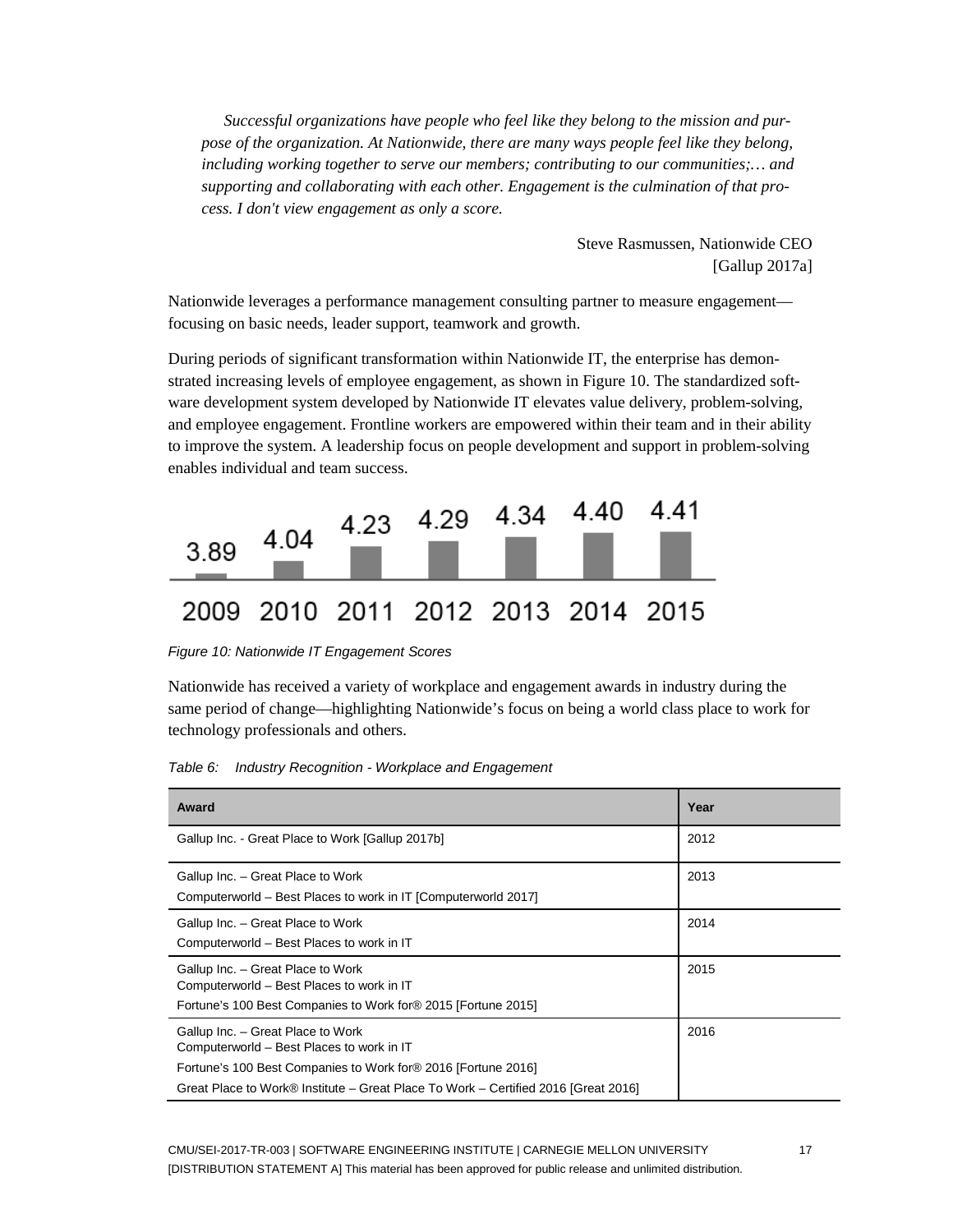*Successful organizations have people who feel like they belong to the mission and purpose of the organization. At Nationwide, there are many ways people feel like they belong, including working together to serve our members; contributing to our communities;… and supporting and collaborating with each other. Engagement is the culmination of that process. I don't view engagement as only a score.*

Steve Rasmussen, Nationwide CEO
[Gallup 2017a]

Nationwide leverages a performance management consulting partner to measure engagement—focusing on basic needs, leader support, teamwork and growth.

During periods of significant transformation within Nationwide IT, the enterprise has demonstrated increasing levels of employee engagement, as shown in Figure 10. The standardized software development system developed by Nationwide IT elevates value delivery, problem-solving, and employee engagement. Frontline workers are empowered within their team and in their ability to improve the system. A leadership focus on people development and support in problem-solving enables individual and team success.

| 2009 | 2010 | 2011 | 2012 | 2013 | 2014 | 2015 |
|---|---|---|---|---|---|---|
| 3.89 | 4.04 | 4.23 | 4.29 | 4.34 | 4.40 | 4.41 |

*Figure 10: Nationwide IT Engagement Scores*

Nationwide has received a variety of workplace and engagement awards in industry during the same period of change—highlighting Nationwide's focus on being a world class place to work for technology professionals and others.

*Table 6: Industry Recognition - Workplace and Engagement*

| Award | Year |
|---|---|
| Gallup Inc. - Great Place to Work [Gallup 2017b] | 2012 |
| Gallup Inc. – Great Place to Work<br>Computerworld – Best Places to work in IT [Computerworld 2017] | 2013 |
| Gallup Inc. – Great Place to Work<br>Computerworld – Best Places to work in IT | 2014 |
| Gallup Inc. – Great Place to Work<br>Computerworld – Best Places to work in IT<br>Fortune's 100 Best Companies to Work for® 2015 [Fortune 2015] | 2015 |
| Gallup Inc. – Great Place to Work<br>Computerworld – Best Places to work in IT<br>Fortune's 100 Best Companies to Work for® 2016 [Fortune 2016]<br>Great Place to Work® Institute – Great Place To Work – Certified 2016 [Great 2016] | 2016 |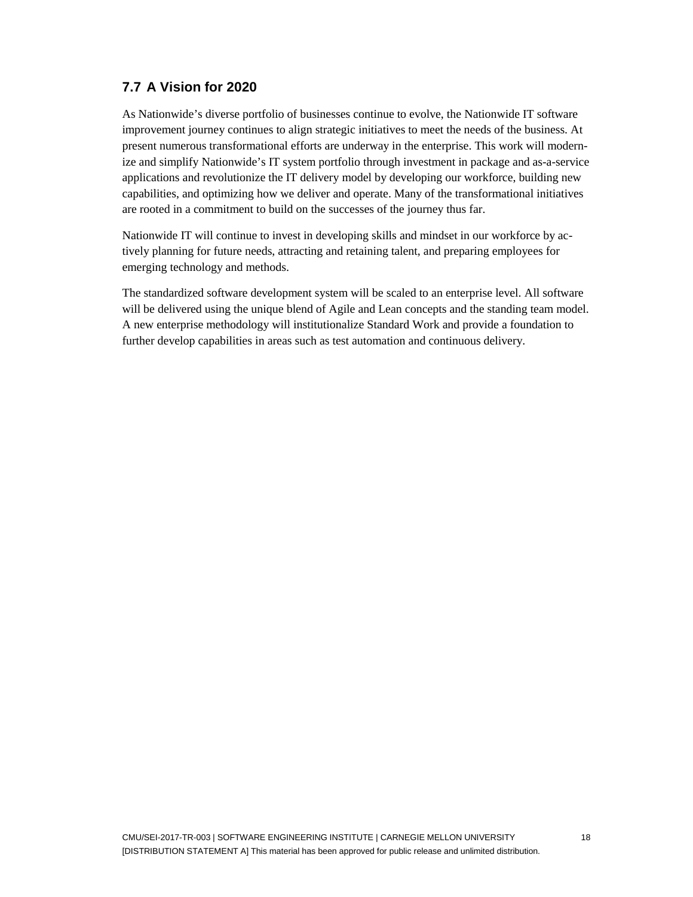## 7.7 A Vision for 2020

As Nationwide's diverse portfolio of businesses continue to evolve, the Nationwide IT software improvement journey continues to align strategic initiatives to meet the needs of the business. At present numerous transformational efforts are underway in the enterprise. This work will modernize and simplify Nationwide's IT system portfolio through investment in package and as-a-service applications and revolutionize the IT delivery model by developing our workforce, building new capabilities, and optimizing how we deliver and operate. Many of the transformational initiatives are rooted in a commitment to build on the successes of the journey thus far.

Nationwide IT will continue to invest in developing skills and mindset in our workforce by actively planning for future needs, attracting and retaining talent, and preparing employees for emerging technology and methods.

The standardized software development system will be scaled to an enterprise level. All software will be delivered using the unique blend of Agile and Lean concepts and the standing team model. A new enterprise methodology will institutionalize Standard Work and provide a foundation to further develop capabilities in areas such as test automation and continuous delivery.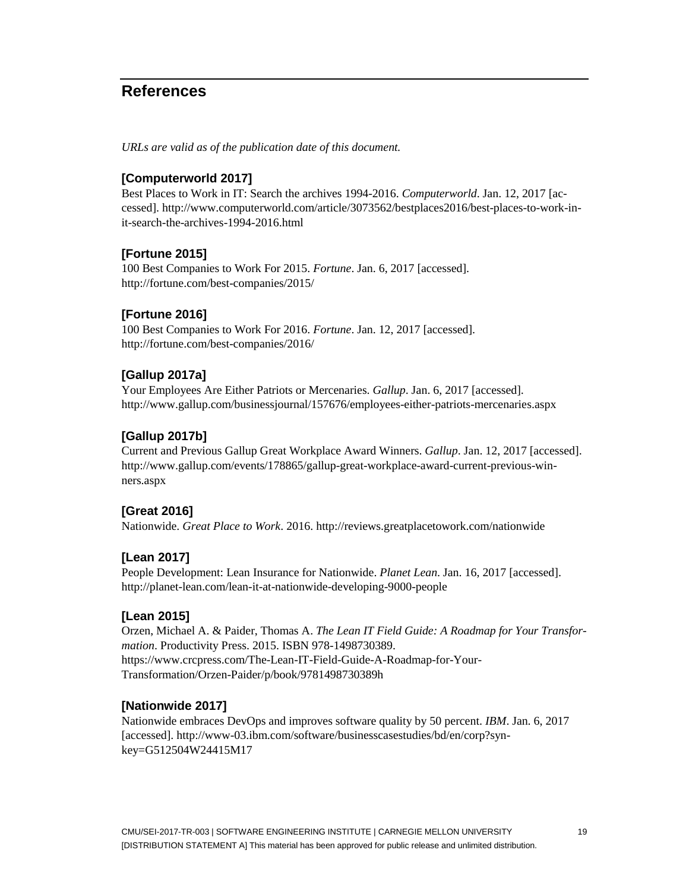## References

*URLs are valid as of the publication date of this document.*

### [Computerworld 2017]

Best Places to Work in IT: Search the archives 1994-2016. *Computerworld*. Jan. 12, 2017 [accessed]. http://www.computerworld.com/article/3073562/bestplaces2016/best-places-to-work-in-it-search-the-archives-1994-2016.html

### [Fortune 2015]

100 Best Companies to Work For 2015. *Fortune*. Jan. 6, 2017 [accessed]. http://fortune.com/best-companies/2015/

### [Fortune 2016]

100 Best Companies to Work For 2016. *Fortune*. Jan. 12, 2017 [accessed]. http://fortune.com/best-companies/2016/

### [Gallup 2017a]

Your Employees Are Either Patriots or Mercenaries. *Gallup*. Jan. 6, 2017 [accessed]. http://www.gallup.com/businessjournal/157676/employees-either-patriots-mercenaries.aspx

### [Gallup 2017b]

Current and Previous Gallup Great Workplace Award Winners. *Gallup*. Jan. 12, 2017 [accessed]. http://www.gallup.com/events/178865/gallup-great-workplace-award-current-previous-winners.aspx

### [Great 2016]

Nationwide. *Great Place to Work*. 2016. http://reviews.greatplacetowork.com/nationwide

### [Lean 2017]

People Development: Lean Insurance for Nationwide. *Planet Lean*. Jan. 16, 2017 [accessed]. http://planet-lean.com/lean-it-at-nationwide-developing-9000-people

### [Lean 2015]

Orzen, Michael A. & Paider, Thomas A. *The Lean IT Field Guide: A Roadmap for Your Transformation*. Productivity Press. 2015. ISBN 978-1498730389. https://www.crcpress.com/The-Lean-IT-Field-Guide-A-Roadmap-for-Your-Transformation/Orzen-Paider/p/book/9781498730389h

### [Nationwide 2017]

Nationwide embraces DevOps and improves software quality by 50 percent. *IBM*. Jan. 6, 2017 [accessed]. http://www-03.ibm.com/software/businesscasestudies/bd/en/corp?synkey=G512504W24415M17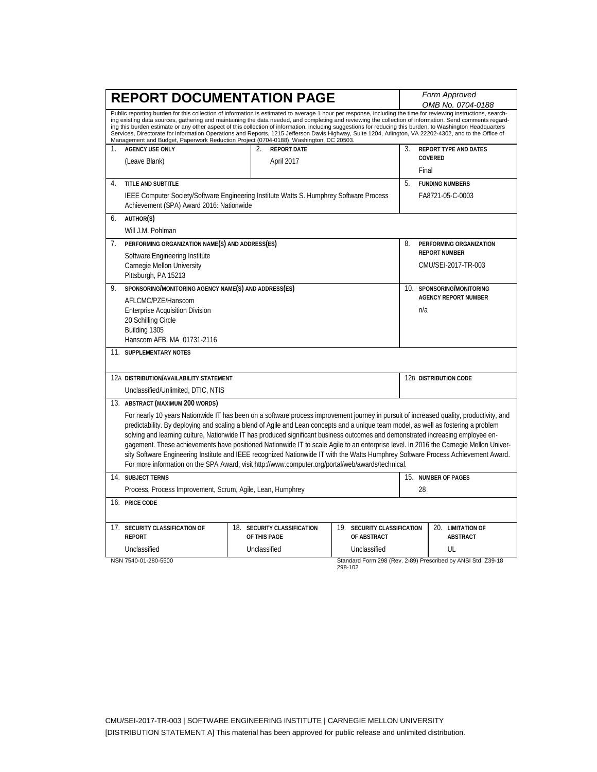# REPORT DOCUMENTATION PAGE

*Form Approved*
*OMB No. 0704-0188*

Public reporting burden for this collection of information is estimated to average 1 hour per response, including the time for reviewing instructions, searching existing data sources, gathering and maintaining the data needed, and completing and reviewing the collection of information. Send comments regarding this burden estimate or any other aspect of this collection of information, including suggestions for reducing this burden, to Washington Headquarters Services, Directorate for information Operations and Reports, 1215 Jefferson Davis Highway, Suite 1204, Arlington, VA 22202-4302, and to the Office of Management and Budget, Paperwork Reduction Project (0704-0188), Washington, DC 20503.

| | | |
|---|---|---|
| 1. **AGENCY USE ONLY**<br>(Leave Blank) | 2. **REPORT DATE**<br>April 2017 | 3. **REPORT TYPE AND DATES COVERED**<br>Final |
| 4. **TITLE AND SUBTITLE**<br>IEEE Computer Society/Software Engineering Institute Watts S. Humphrey Software Process Achievement (SPA) Award 2016: Nationwide | | 5. **FUNDING NUMBERS**<br>FA8721-05-C-0003 |
| 6. **AUTHOR(S)**<br>Will J.M. Pohlman | | |
| 7. **PERFORMING ORGANIZATION NAME(S) AND ADDRESS(ES)**<br>Software Engineering Institute<br>Carnegie Mellon University<br>Pittsburgh, PA 15213 | | 8. **PERFORMING ORGANIZATION REPORT NUMBER**<br>CMU/SEI-2017-TR-003 |
| 9. **SPONSORING/MONITORING AGENCY NAME(S) AND ADDRESS(ES)**<br>AFLCMC/PZE/Hanscom<br>Enterprise Acquisition Division<br>20 Schilling Circle<br>Building 1305<br>Hanscom AFB, MA 01731-2116 | | 10. **SPONSORING/MONITORING AGENCY REPORT NUMBER**<br>n/a |
| 11. **SUPPLEMENTARY NOTES** | | |
| 12A **DISTRIBUTION/AVAILABILITY STATEMENT**<br>Unclassified/Unlimited, DTIC, NTIS | | 12B **DISTRIBUTION CODE** |
| 13. **ABSTRACT (MAXIMUM 200 WORDS)**<br>For nearly 10 years Nationwide IT has been on a software process improvement journey in pursuit of increased quality, productivity, and predictability. By deploying and scaling a blend of Agile and Lean concepts and a unique team model, as well as fostering a problem solving and learning culture, Nationwide IT has produced significant business outcomes and demonstrated increasing employee engagement. These achievements have positioned Nationwide IT to scale Agile to an enterprise level. In 2016 the Carnegie Mellon University Software Engineering Institute and IEEE recognized Nationwide IT with the Watts Humphrey Software Process Achievement Award. For more information on the SPA Award, visit http://www.computer.org/portal/web/awards/technical. | | |
| 14. **SUBJECT TERMS**<br>Process, Process Improvement, Scrum, Agile, Lean, Humphrey | | 15. **NUMBER OF PAGES**<br>28 |
| 16. **PRICE CODE** | | |

| 17. **SECURITY CLASSIFICATION OF REPORT** | 18. **SECURITY CLASSIFICATION OF THIS PAGE** | 19. **SECURITY CLASSIFICATION OF ABSTRACT** | 20. **LIMITATION OF ABSTRACT** |
|---|---|---|---|
| Unclassified | Unclassified | Unclassified | UL |

NSN 7540-01-280-5500

Standard Form 298 (Rev. 2-89) Prescribed by ANSI Std. Z39-18 298-102

CMU/SEI-2017-TR-003 | SOFTWARE ENGINEERING INSTITUTE | CARNEGIE MELLON UNIVERSITY
[DISTRIBUTION STATEMENT A] This material has been approved for public release and unlimited distribution.